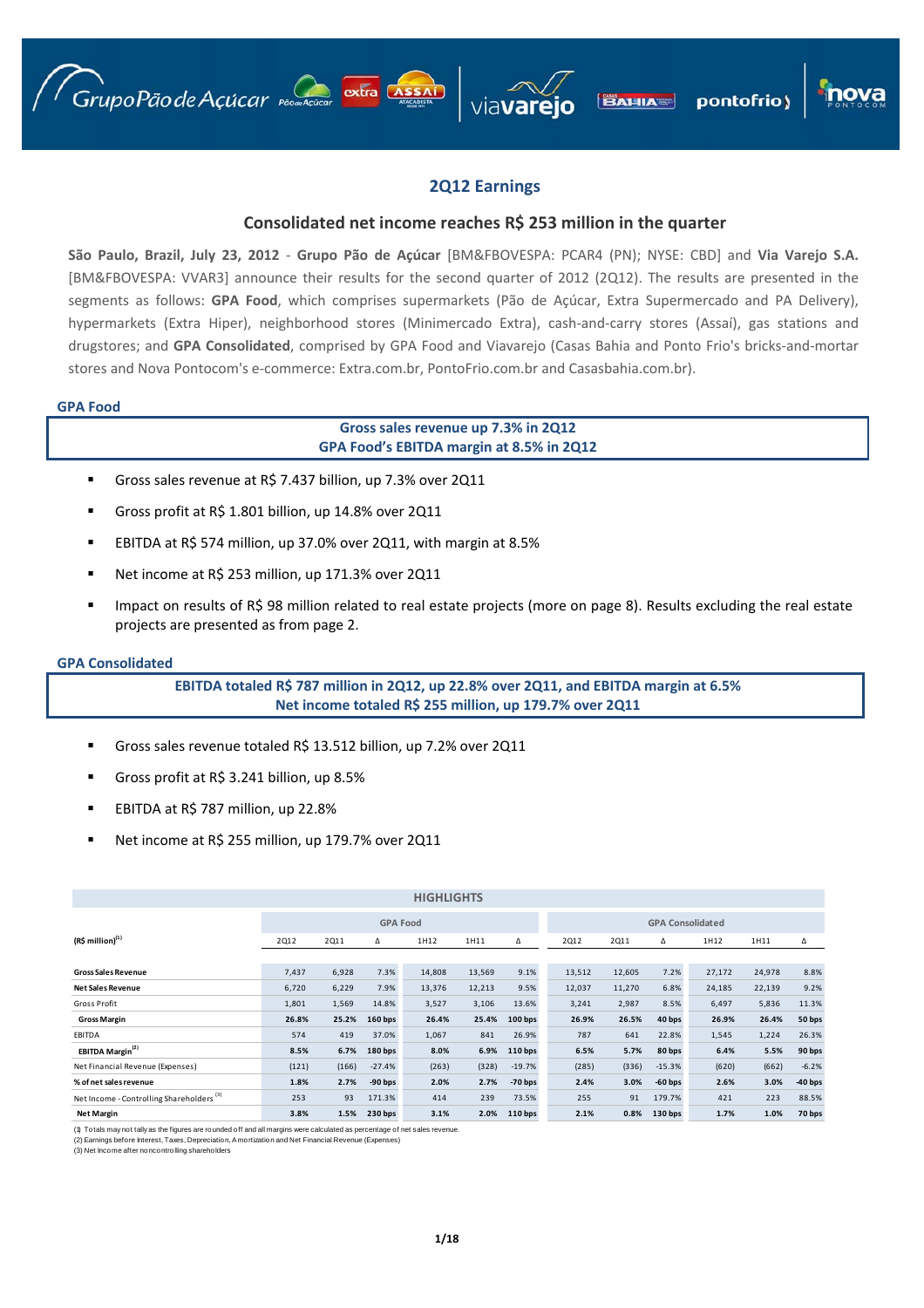# 2Q12 Earnings

## Consolidated net income reaches R$ 253 million in the quarter

**São Paulo, Brazil, July 23, 2012** - **Grupo Pão de Açúcar** [BM&FBOVESPA: PCAR4 (PN); NYSE: CBD] and **Via Varejo S.A.** [BM&FBOVESPA: VVAR3] announce their results for the second quarter of 2012 (2Q12). The results are presented in the segments as follows: **GPA Food**, which comprises supermarkets (Pão de Açúcar, Extra Supermercado and PA Delivery), hypermarkets (Extra Hiper), neighborhood stores (Minimercado Extra), cash-and-carry stores (Assaí), gas stations and drugstores; and **GPA Consolidated**, comprised by GPA Food and Viavarejo (Casas Bahia and Ponto Frio's bricks-and-mortar stores and Nova Pontocom's e-commerce: Extra.com.br, PontoFrio.com.br and Casasbahia.com.br).

### GPA Food

**Gross sales revenue up 7.3% in 2Q12**
**GPA Food's EBITDA margin at 8.5% in 2Q12**

- Gross sales revenue at R$ 7.437 billion, up 7.3% over 2Q11
- Gross profit at R$ 1.801 billion, up 14.8% over 2Q11
- EBITDA at R$ 574 million, up 37.0% over 2Q11, with margin at 8.5%
- Net income at R$ 253 million, up 171.3% over 2Q11
- Impact on results of R$ 98 million related to real estate projects (more on page 8). Results excluding the real estate projects are presented as from page 2.

### GPA Consolidated

**EBITDA totaled R$ 787 million in 2Q12, up 22.8% over 2Q11, and EBITDA margin at 6.5%**
**Net income totaled R$ 255 million, up 179.7% over 2Q11**

- Gross sales revenue totaled R$ 13.512 billion, up 7.2% over 2Q11
- Gross profit at R$ 3.241 billion, up 8.5%
- EBITDA at R$ 787 million, up 22.8%
- Net income at R$ 255 million, up 179.7% over 2Q11

**HIGHLIGHTS**

| (R$ million)[1] | GPA Food | | | | | | GPA Consolidated | | | | | |
|---|---|---|---|---|---|---|---|---|---|---|---|---|
| | 2Q12 | 2Q11 | Δ | 1H12 | 1H11 | Δ | 2Q12 | 2Q11 | Δ | 1H12 | 1H11 | Δ |
| **Gross Sales Revenue** | 7,437 | 6,928 | 7.3% | 14,808 | 13,569 | 9.1% | 13,512 | 12,605 | 7.2% | 27,172 | 24,978 | 8.8% |
| **Net Sales Revenue** | 6,720 | 6,229 | 7.9% | 13,376 | 12,213 | 9.5% | 12,037 | 11,270 | 6.8% | 24,185 | 22,139 | 9.2% |
| Gross Profit | 1,801 | 1,569 | 14.8% | 3,527 | 3,106 | 13.6% | 3,241 | 2,987 | 8.5% | 6,497 | 5,836 | 11.3% |
| **Gross Margin** | **26.8%** | **25.2%** | **160 bps** | **26.4%** | **25.4%** | **100 bps** | **26.9%** | **26.5%** | **40 bps** | **26.9%** | **26.4%** | **50 bps** |
| EBITDA | 574 | 419 | 37.0% | 1,067 | 841 | 26.9% | 787 | 641 | 22.8% | 1,545 | 1,224 | 26.3% |
| **EBITDA Margin[2]** | **8.5%** | **6.7%** | **180 bps** | **8.0%** | **6.9%** | **110 bps** | **6.5%** | **5.7%** | **80 bps** | **6.4%** | **5.5%** | **90 bps** |
| Net Financial Revenue (Expenses) | (121) | (166) | -27.4% | (263) | (328) | -19.7% | (285) | (336) | -15.3% | (620) | (662) | -6.2% |
| **% of net sales revenue** | **1.8%** | **2.7%** | **-90 bps** | **2.0%** | **2.7%** | **-70 bps** | **2.4%** | **3.0%** | **-60 bps** | **2.6%** | **3.0%** | **-40 bps** |
| Net Income - Controlling Shareholders[3] | 253 | 93 | 171.3% | 414 | 239 | 73.5% | 255 | 91 | 179.7% | 421 | 223 | 88.5% |
| **Net Margin** | **3.8%** | **1.5%** | **230 bps** | **3.1%** | **2.0%** | **110 bps** | **2.1%** | **0.8%** | **130 bps** | **1.7%** | **1.0%** | **70 bps** |

(1) Totals may not tally as the figures are rounded off and all margins were calculated as percentage of net sales revenue.
(2) Earnings before Interest, Taxes, Depreciation, Amortization and Net Financial Revenue (Expenses)
(3) Net Income after noncontrolling shareholders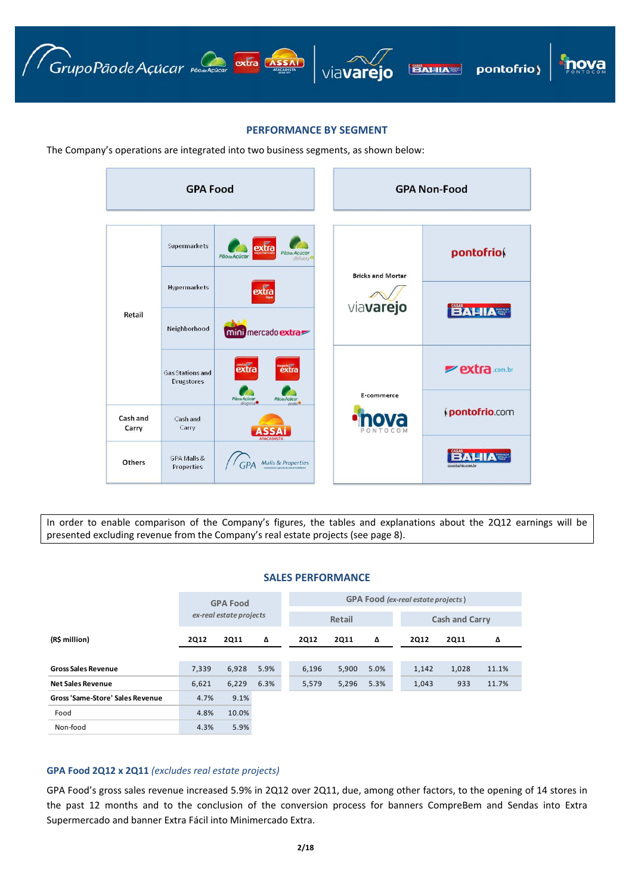## PERFORMANCE BY SEGMENT

The Company's operations are integrated into two business segments, as shown below:

| GPA Food | | |
|---|---|---|
| Retail | Supermarkets | Pão de Açúcar, Extra Supermercado, Pão de Açúcar delivery |
| | Hypermarkets | Extra Hiper |
| | Neighborhood | Minimercado Extra |
| | Gas Stations and Drugstores | Posto Extra, Drogaria Extra, Pão de Açúcar drogaria, Pão de Açúcar posto |
| Cash and Carry | Cash and Carry | Assaí Atacadista |
| Others | GPA Malls & Properties | GPA Malls & Properties |

| GPA Non-Food | |
|---|---|
| Bricks and Mortar – Via Varejo | Pontofrio |
| | Casas Bahia |
| E-commerce – Nova Pontocom | extra.com.br |
| | pontofrio.com |
| | casasbahia.com.br |

In order to enable comparison of the Company's figures, the tables and explanations about the 2Q12 earnings will be presented excluding revenue from the Company's real estate projects (see page 8).

## SALES PERFORMANCE

| (R$ million) | GPA Food *ex-real estate projects* | | | GPA Food *(ex-real estate projects)* Retail | | | Cash and Carry | | |
|---|---|---|---|---|---|---|---|---|---|
| | 2Q12 | 2Q11 | Δ | 2Q12 | 2Q11 | Δ | 2Q12 | 2Q11 | Δ |
| **Gross Sales Revenue** | 7,339 | 6,928 | 5.9% | 6,196 | 5,900 | 5.0% | 1,142 | 1,028 | 11.1% |
| **Net Sales Revenue** | 6,621 | 6,229 | 6.3% | 5,579 | 5,296 | 5.3% | 1,043 | 933 | 11.7% |
| **Gross 'Same-Store' Sales Revenue** | 4.7% | 9.1% | | | | | | | |
| Food | 4.8% | 10.0% | | | | | | | |
| Non-food | 4.3% | 5.9% | | | | | | | |

### GPA Food 2Q12 x 2Q11 *(excludes real estate projects)*

GPA Food's gross sales revenue increased 5.9% in 2Q12 over 2Q11, due, among other factors, to the opening of 14 stores in the past 12 months and to the conclusion of the conversion process for banners CompreBem and Sendas into Extra Supermercado and banner Extra Fácil into Minimercado Extra.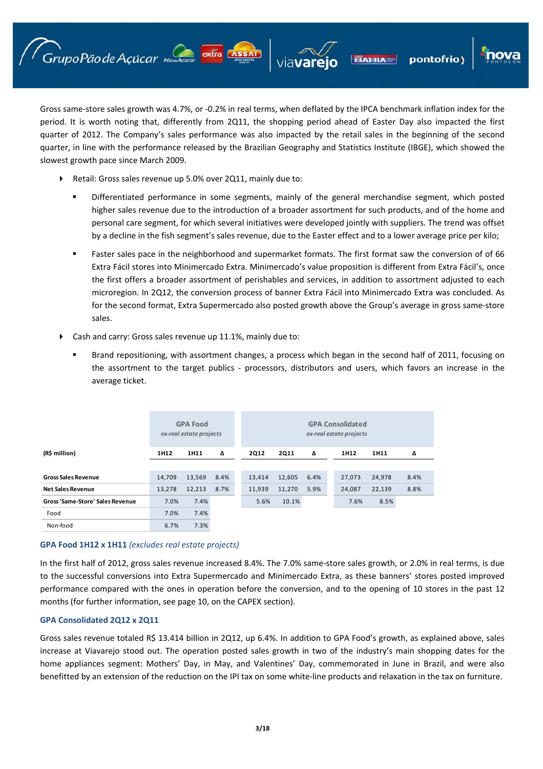Gross same-store sales growth was 4.7%, or -0.2% in real terms, when deflated by the IPCA benchmark inflation index for the period. It is worth noting that, differently from 2Q11, the shopping period ahead of Easter Day also impacted the first quarter of 2012. The Company's sales performance was also impacted by the retail sales in the beginning of the second quarter, in line with the performance released by the Brazilian Geography and Statistics Institute (IBGE), which showed the slowest growth pace since March 2009.

- Retail: Gross sales revenue up 5.0% over 2Q11, mainly due to:
  - Differentiated performance in some segments, mainly of the general merchandise segment, which posted higher sales revenue due to the introduction of a broader assortment for such products, and of the home and personal care segment, for which several initiatives were developed jointly with suppliers. The trend was offset by a decline in the fish segment's sales revenue, due to the Easter effect and to a lower average price per kilo;
  - Faster sales pace in the neighborhood and supermarket formats. The first format saw the conversion of of 66 Extra Fácil stores into Minimercado Extra. Minimercado's value proposition is different from Extra Fácil's, once the first offers a broader assortment of perishables and services, in addition to assortment adjusted to each microregion. In 2Q12, the conversion process of banner Extra Fácil into Minimercado Extra was concluded. As for the second format, Extra Supermercado also posted growth above the Group's average in gross same-store sales.
- Cash and carry: Gross sales revenue up 11.1%, mainly due to:
  - Brand repositioning, with assortment changes, a process which began in the second half of 2011, focusing on the assortment to the target publics - processors, distributors and users, which favors an increase in the average ticket.

| | GPA Food *ex-real estate projects* | | | GPA Consolidated *ex-real estate projects* | | | | | |
|---|---|---|---|---|---|---|---|---|---|
| **(R$ million)** | **1H12** | **1H11** | **Δ** | **2Q12** | **2Q11** | **Δ** | **1H12** | **1H11** | **Δ** |
| **Gross Sales Revenue** | 14,709 | 13,569 | 8.4% | 13,414 | 12,605 | 6.4% | 27,073 | 24,978 | 8.4% |
| **Net Sales Revenue** | 13,278 | 12,213 | 8.7% | 11,939 | 11,270 | 5.9% | 24,087 | 22,139 | 8.8% |
| **Gross 'Same-Store' Sales Revenue** | 7.0% | 7.4% | | 5.6% | 10.1% | | 7.6% | 8.5% | |
| Food | 7.0% | 7.4% | | | | | | | |
| Non-food | 6.7% | 7.3% | | | | | | | |

### GPA Food 1H12 x 1H11 *(excludes real estate projects)*

In the first half of 2012, gross sales revenue increased 8.4%. The 7.0% same-store sales growth, or 2.0% in real terms, is due to the successful conversions into Extra Supermercado and Minimercado Extra, as these banners' stores posted improved performance compared with the ones in operation before the conversion, and to the opening of 10 stores in the past 12 months (for further information, see page 10, on the CAPEX section).

### GPA Consolidated 2Q12 x 2Q11

Gross sales revenue totaled R$ 13.414 billion in 2Q12, up 6.4%. In addition to GPA Food's growth, as explained above, sales increase at Viavarejo stood out. The operation posted sales growth in two of the industry's main shopping dates for the home appliances segment: Mothers' Day, in May, and Valentines' Day, commemorated in June in Brazil, and were also benefitted by an extension of the reduction on the IPI tax on some white-line products and relaxation in the tax on furniture.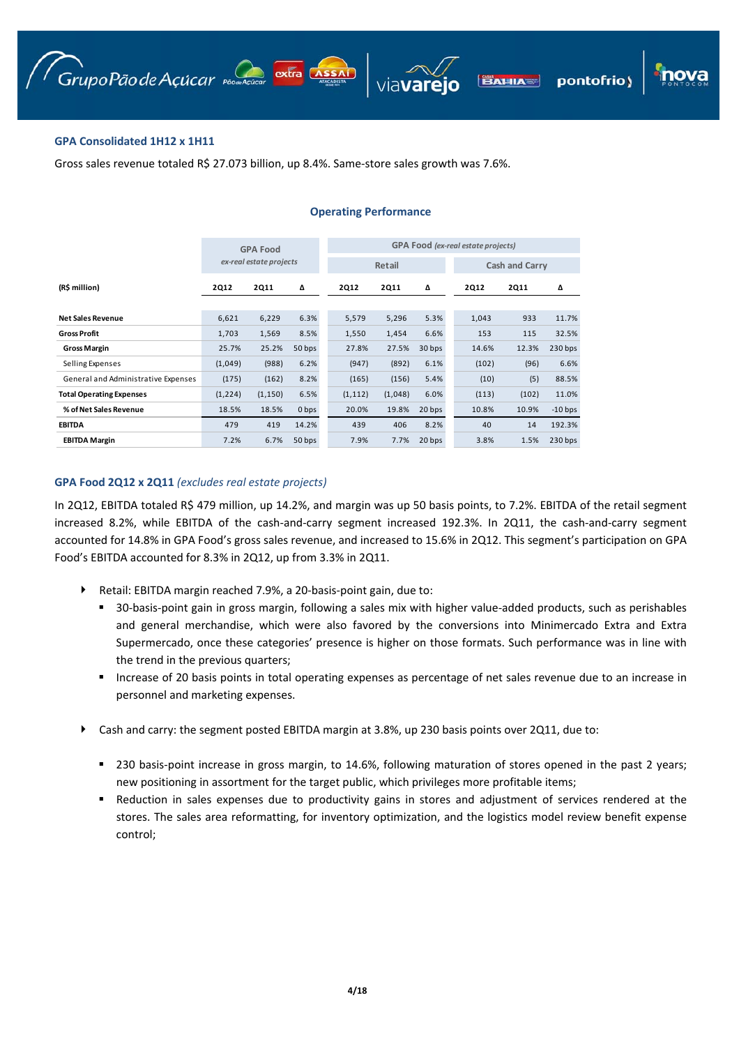### GPA Consolidated 1H12 x 1H11

Gross sales revenue totaled R$ 27.073 billion, up 8.4%. Same-store sales growth was 7.6%.

### Operating Performance

| | GPA Food *ex-real estate projects* | | | GPA Food *(ex-real estate projects)* | | | | | |
|---|---|---|---|---|---|---|---|---|---|
| | | | | Retail | | | Cash and Carry | | |
| **(R$ million)** | **2Q12** | **2Q11** | **Δ** | **2Q12** | **2Q11** | **Δ** | **2Q12** | **2Q11** | **Δ** |
| **Net Sales Revenue** | 6,621 | 6,229 | 6.3% | 5,579 | 5,296 | 5.3% | 1,043 | 933 | 11.7% |
| **Gross Profit** | 1,703 | 1,569 | 8.5% | 1,550 | 1,454 | 6.6% | 153 | 115 | 32.5% |
| **Gross Margin** | 25.7% | 25.2% | 50 bps | 27.8% | 27.5% | 30 bps | 14.6% | 12.3% | 230 bps |
| Selling Expenses | (1,049) | (988) | 6.2% | (947) | (892) | 6.1% | (102) | (96) | 6.6% |
| General and Administrative Expenses | (175) | (162) | 8.2% | (165) | (156) | 5.4% | (10) | (5) | 88.5% |
| **Total Operating Expenses** | (1,224) | (1,150) | 6.5% | (1,112) | (1,048) | 6.0% | (113) | (102) | 11.0% |
| **% of Net Sales Revenue** | 18.5% | 18.5% | 0 bps | 20.0% | 19.8% | 20 bps | 10.8% | 10.9% | -10 bps |
| **EBITDA** | 479 | 419 | 14.2% | 439 | 406 | 8.2% | 40 | 14 | 192.3% |
| **EBITDA Margin** | 7.2% | 6.7% | 50 bps | 7.9% | 7.7% | 20 bps | 3.8% | 1.5% | 230 bps |

### GPA Food 2Q12 x 2Q11 *(excludes real estate projects)*

In 2Q12, EBITDA totaled R$ 479 million, up 14.2%, and margin was up 50 basis points, to 7.2%. EBITDA of the retail segment increased 8.2%, while EBITDA of the cash-and-carry segment increased 192.3%. In 2Q11, the cash-and-carry segment accounted for 14.8% in GPA Food's gross sales revenue, and increased to 15.6% in 2Q12. This segment's participation on GPA Food's EBITDA accounted for 8.3% in 2Q12, up from 3.3% in 2Q11.

- Retail: EBITDA margin reached 7.9%, a 20-basis-point gain, due to:
  - 30-basis-point gain in gross margin, following a sales mix with higher value-added products, such as perishables and general merchandise, which were also favored by the conversions into Minimercado Extra and Extra Supermercado, once these categories' presence is higher on those formats. Such performance was in line with the trend in the previous quarters;
  - Increase of 20 basis points in total operating expenses as percentage of net sales revenue due to an increase in personnel and marketing expenses.

- Cash and carry: the segment posted EBITDA margin at 3.8%, up 230 basis points over 2Q11, due to:
  - 230 basis-point increase in gross margin, to 14.6%, following maturation of stores opened in the past 2 years; new positioning in assortment for the target public, which privileges more profitable items;
  - Reduction in sales expenses due to productivity gains in stores and adjustment of services rendered at the stores. The sales area reformatting, for inventory optimization, and the logistics model review benefit expense control;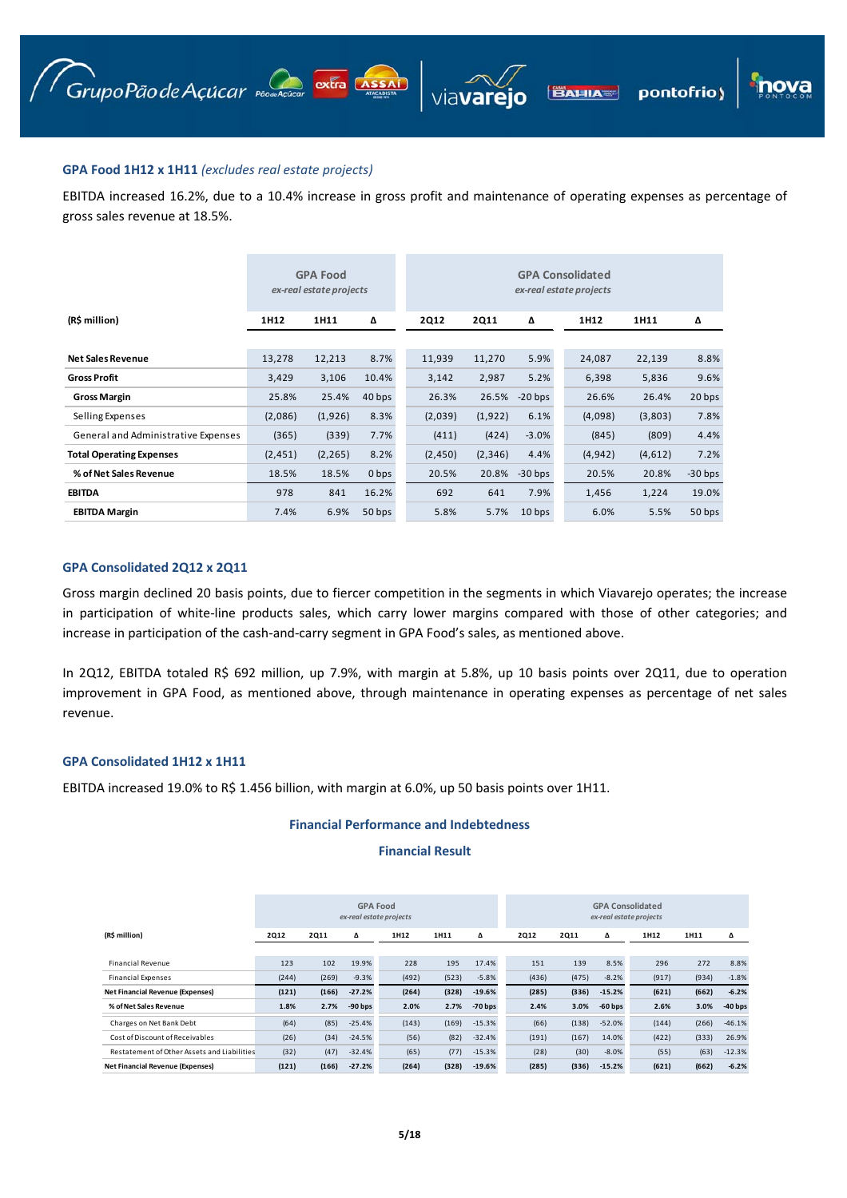### GPA Food 1H12 x 1H11 *(excludes real estate projects)*

EBITDA increased 16.2%, due to a 10.4% increase in gross profit and maintenance of operating expenses as percentage of gross sales revenue at 18.5%.

| (R$ million) | GPA Food *ex-real estate projects* | | | GPA Consolidated *ex-real estate projects* | | | | | |
|---|---|---|---|---|---|---|---|---|---|
| | 1H12 | 1H11 | Δ | 2Q12 | 2Q11 | Δ | 1H12 | 1H11 | Δ |
| **Net Sales Revenue** | 13,278 | 12,213 | 8.7% | 11,939 | 11,270 | 5.9% | 24,087 | 22,139 | 8.8% |
| **Gross Profit** | 3,429 | 3,106 | 10.4% | 3,142 | 2,987 | 5.2% | 6,398 | 5,836 | 9.6% |
| **Gross Margin** | 25.8% | 25.4% | 40 bps | 26.3% | 26.5% | -20 bps | 26.6% | 26.4% | 20 bps |
| Selling Expenses | (2,086) | (1,926) | 8.3% | (2,039) | (1,922) | 6.1% | (4,098) | (3,803) | 7.8% |
| General and Administrative Expenses | (365) | (339) | 7.7% | (411) | (424) | -3.0% | (845) | (809) | 4.4% |
| **Total Operating Expenses** | (2,451) | (2,265) | 8.2% | (2,450) | (2,346) | 4.4% | (4,942) | (4,612) | 7.2% |
| **% of Net Sales Revenue** | 18.5% | 18.5% | 0 bps | 20.5% | 20.8% | -30 bps | 20.5% | 20.8% | -30 bps |
| **EBITDA** | 978 | 841 | 16.2% | 692 | 641 | 7.9% | 1,456 | 1,224 | 19.0% |
| **EBITDA Margin** | 7.4% | 6.9% | 50 bps | 5.8% | 5.7% | 10 bps | 6.0% | 5.5% | 50 bps |

### GPA Consolidated 2Q12 x 2Q11

Gross margin declined 20 basis points, due to fiercer competition in the segments in which Viavarejo operates; the increase in participation of white-line products sales, which carry lower margins compared with those of other categories; and increase in participation of the cash-and-carry segment in GPA Food's sales, as mentioned above.

In 2Q12, EBITDA totaled R$ 692 million, up 7.9%, with margin at 5.8%, up 10 basis points over 2Q11, due to operation improvement in GPA Food, as mentioned above, through maintenance in operating expenses as percentage of net sales revenue.

### GPA Consolidated 1H12 x 1H11

EBITDA increased 19.0% to R$ 1.456 billion, with margin at 6.0%, up 50 basis points over 1H11.

## Financial Performance and Indebtedness

### Financial Result

| (R$ million) | GPA Food *ex-real estate projects* | | | | | | GPA Consolidated *ex-real estate projects* | | | | | |
|---|---|---|---|---|---|---|---|---|---|---|---|---|
| | 2Q12 | 2Q11 | Δ | 1H12 | 1H11 | Δ | 2Q12 | 2Q11 | Δ | 1H12 | 1H11 | Δ |
| Financial Revenue | 123 | 102 | 19.9% | 228 | 195 | 17.4% | 151 | 139 | 8.5% | 296 | 272 | 8.8% |
| Financial Expenses | (244) | (269) | -9.3% | (492) | (523) | -5.8% | (436) | (475) | -8.2% | (917) | (934) | -1.8% |
| **Net Financial Revenue (Expenses)** | **(121)** | **(166)** | **-27.2%** | **(264)** | **(328)** | **-19.6%** | **(285)** | **(336)** | **-15.2%** | **(621)** | **(662)** | **-6.2%** |
| **% of Net Sales Revenue** | **1.8%** | **2.7%** | **-90 bps** | **2.0%** | **2.7%** | **-70 bps** | **2.4%** | **3.0%** | **-60 bps** | **2.6%** | **3.0%** | **-40 bps** |
| Charges on Net Bank Debt | (64) | (85) | -25.4% | (143) | (169) | -15.3% | (66) | (138) | -52.0% | (144) | (266) | -46.1% |
| Cost of Discount of Receivables | (26) | (34) | -24.5% | (56) | (82) | -32.4% | (191) | (167) | 14.0% | (422) | (333) | 26.9% |
| Restatement of Other Assets and Liabilities | (32) | (47) | -32.4% | (65) | (77) | -15.3% | (28) | (30) | -8.0% | (55) | (63) | -12.3% |
| **Net Financial Revenue (Expenses)** | **(121)** | **(166)** | **-27.2%** | **(264)** | **(328)** | **-19.6%** | **(285)** | **(336)** | **-15.2%** | **(621)** | **(662)** | **-6.2%** |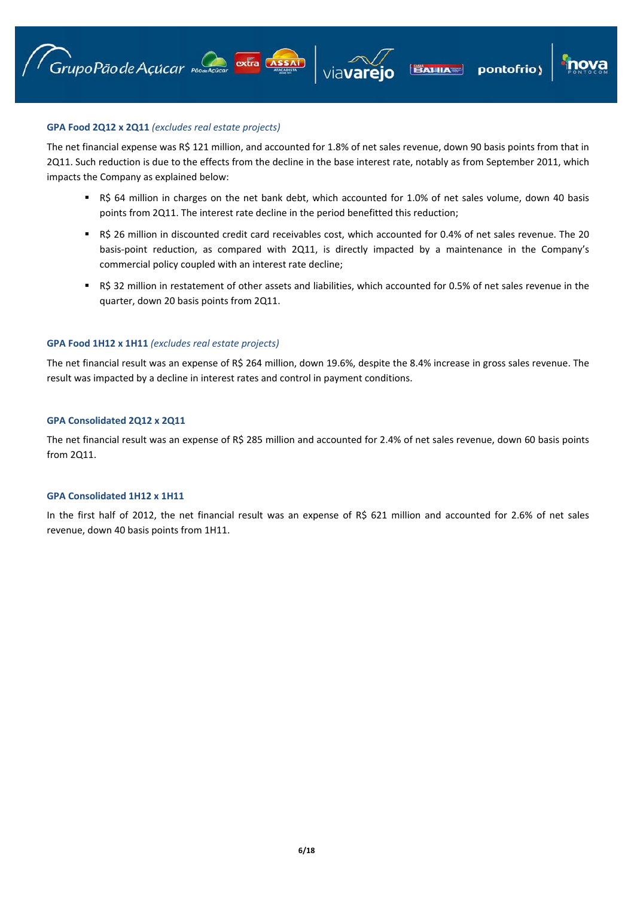### GPA Food 2Q12 x 2Q11 *(excludes real estate projects)*

The net financial expense was R$ 121 million, and accounted for 1.8% of net sales revenue, down 90 basis points from that in 2Q11. Such reduction is due to the effects from the decline in the base interest rate, notably as from September 2011, which impacts the Company as explained below:

- R$ 64 million in charges on the net bank debt, which accounted for 1.0% of net sales volume, down 40 basis points from 2Q11. The interest rate decline in the period benefitted this reduction;
- R$ 26 million in discounted credit card receivables cost, which accounted for 0.4% of net sales revenue. The 20 basis-point reduction, as compared with 2Q11, is directly impacted by a maintenance in the Company's commercial policy coupled with an interest rate decline;
- R$ 32 million in restatement of other assets and liabilities, which accounted for 0.5% of net sales revenue in the quarter, down 20 basis points from 2Q11.

### GPA Food 1H12 x 1H11 *(excludes real estate projects)*

The net financial result was an expense of R$ 264 million, down 19.6%, despite the 8.4% increase in gross sales revenue. The result was impacted by a decline in interest rates and control in payment conditions.

### GPA Consolidated 2Q12 x 2Q11

The net financial result was an expense of R$ 285 million and accounted for 2.4% of net sales revenue, down 60 basis points from 2Q11.

### GPA Consolidated 1H12 x 1H11

In the first half of 2012, the net financial result was an expense of R$ 621 million and accounted for 2.6% of net sales revenue, down 40 basis points from 1H11.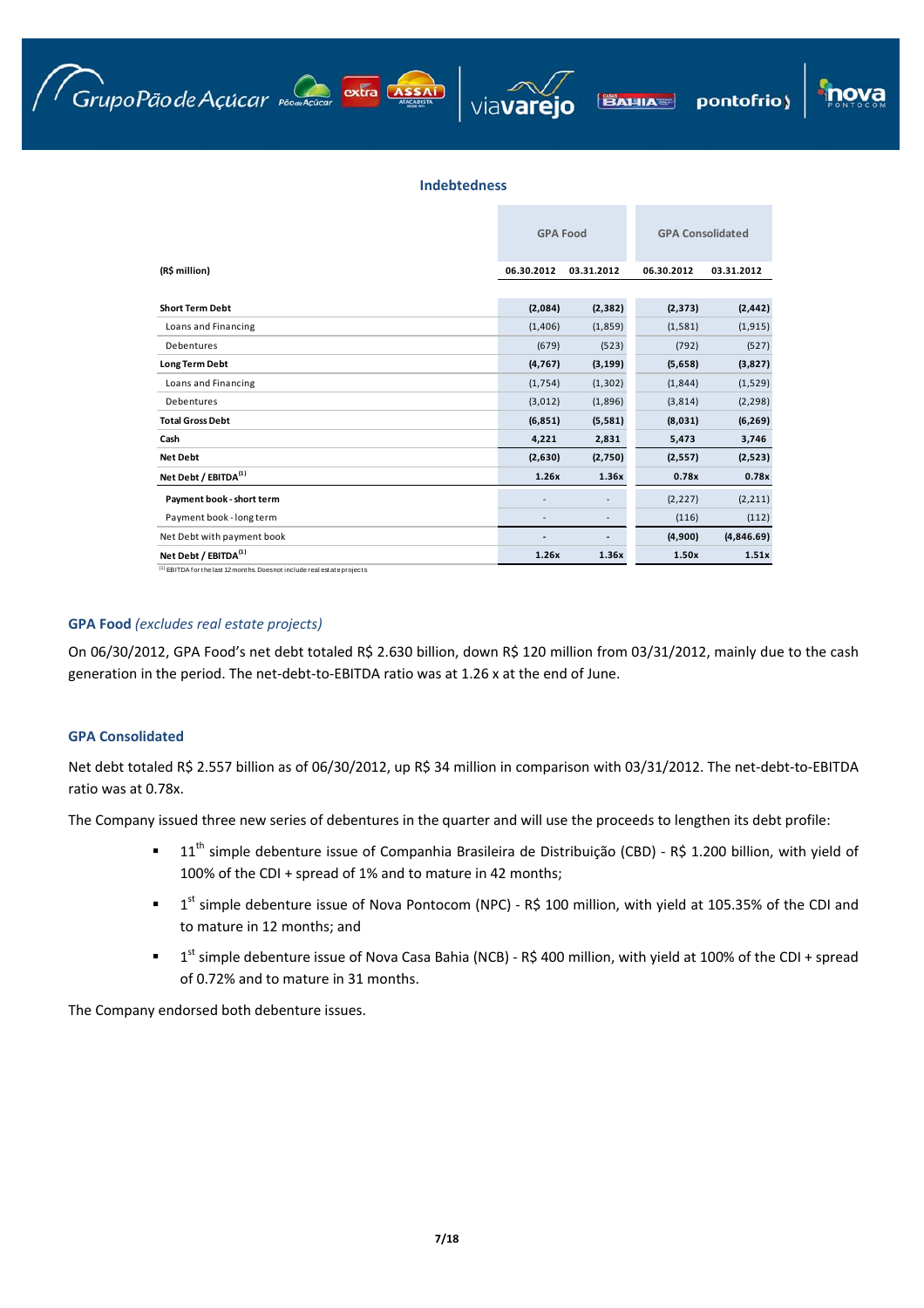## Indebtedness

| (R$ million) | GPA Food | | GPA Consolidated | |
|---|---|---|---|---|
| | 06.30.2012 | 03.31.2012 | 06.30.2012 | 03.31.2012 |
| **Short Term Debt** | **(2,084)** | **(2,382)** | **(2,373)** | **(2,442)** |
| Loans and Financing | (1,406) | (1,859) | (1,581) | (1,915) |
| Debentures | (679) | (523) | (792) | (527) |
| **Long Term Debt** | **(4,767)** | **(3,199)** | **(5,658)** | **(3,827)** |
| Loans and Financing | (1,754) | (1,302) | (1,844) | (1,529) |
| Debentures | (3,012) | (1,896) | (3,814) | (2,298) |
| **Total Gross Debt** | **(6,851)** | **(5,581)** | **(8,031)** | **(6,269)** |
| **Cash** | **4,221** | **2,831** | **5,473** | **3,746** |
| **Net Debt** | **(2,630)** | **(2,750)** | **(2,557)** | **(2,523)** |
| **Net Debt / EBITDA[1]** | **1.26x** | **1.36x** | **0.78x** | **0.78x** |
| **Payment book - short term** | - | - | (2,227) | (2,211) |
| Payment book - long term | - | - | (116) | (112) |
| Net Debt with payment book | - | - | **(4,900)** | **(4,846.69)** |
| **Net Debt / EBITDA[1]** | **1.26x** | **1.36x** | **1.50x** | **1.51x** |

[1] EBITDA for the last 12 months. Does not include real estate projects

### GPA Food *(excludes real estate projects)*

On 06/30/2012, GPA Food's net debt totaled R$ 2.630 billion, down R$ 120 million from 03/31/2012, mainly due to the cash generation in the period. The net-debt-to-EBITDA ratio was at 1.26 x at the end of June.

### GPA Consolidated

Net debt totaled R$ 2.557 billion as of 06/30/2012, up R$ 34 million in comparison with 03/31/2012. The net-debt-to-EBITDA ratio was at 0.78x.

The Company issued three new series of debentures in the quarter and will use the proceeds to lengthen its debt profile:

- 11th simple debenture issue of Companhia Brasileira de Distribuição (CBD) - R$ 1.200 billion, with yield of 100% of the CDI + spread of 1% and to mature in 42 months;
- 1st simple debenture issue of Nova Pontocom (NPC) - R$ 100 million, with yield at 105.35% of the CDI and to mature in 12 months; and
- 1st simple debenture issue of Nova Casa Bahia (NCB) - R$ 400 million, with yield at 100% of the CDI + spread of 0.72% and to mature in 31 months.

The Company endorsed both debenture issues.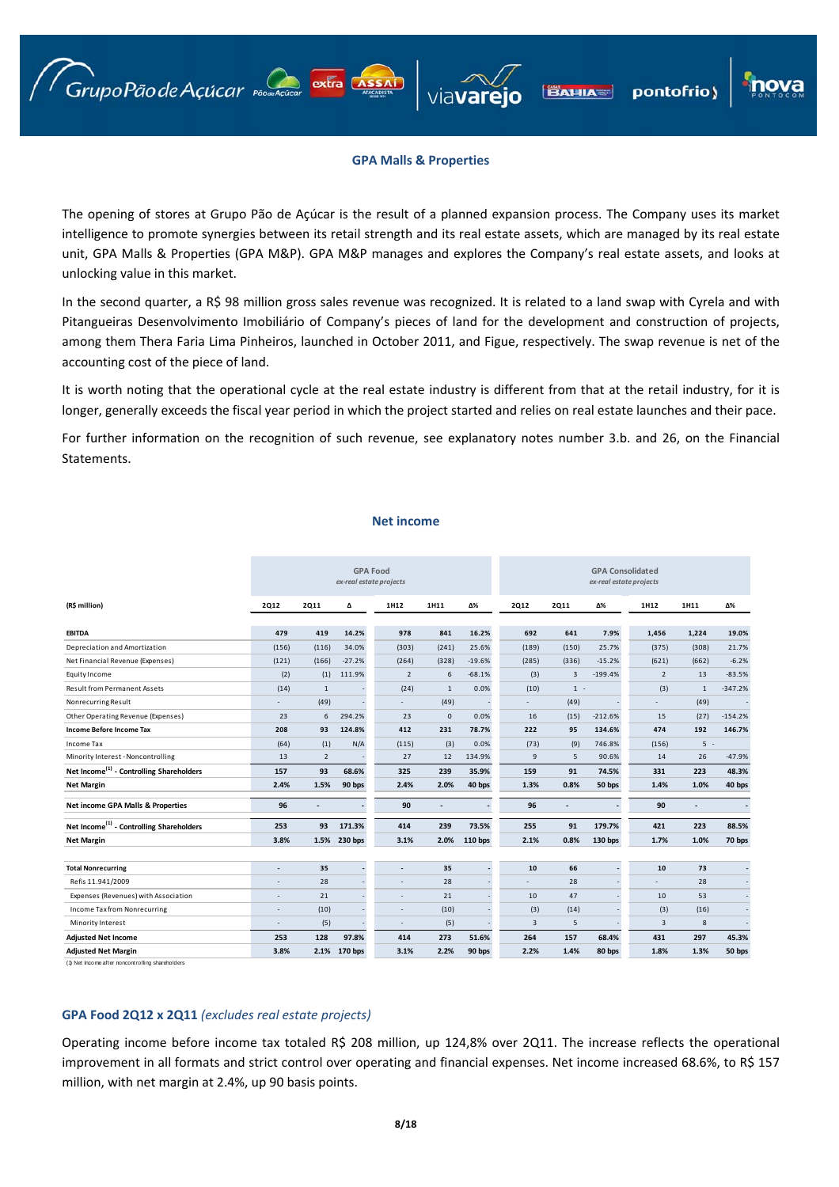## GPA Malls & Properties

The opening of stores at Grupo Pão de Açúcar is the result of a planned expansion process. The Company uses its market intelligence to promote synergies between its retail strength and its real estate assets, which are managed by its real estate unit, GPA Malls & Properties (GPA M&P). GPA M&P manages and explores the Company's real estate assets, and looks at unlocking value in this market.

In the second quarter, a R$ 98 million gross sales revenue was recognized. It is related to a land swap with Cyrela and with Pitangueiras Desenvolvimento Imobiliário of Company's pieces of land for the development and construction of projects, among them Thera Faria Lima Pinheiros, launched in October 2011, and Figue, respectively. The swap revenue is net of the accounting cost of the piece of land.

It is worth noting that the operational cycle at the real estate industry is different from that at the retail industry, for it is longer, generally exceeds the fiscal year period in which the project started and relies on real estate launches and their pace.

For further information on the recognition of such revenue, see explanatory notes number 3.b. and 26, on the Financial Statements.

## Net income

| | GPA Food *ex-real estate projects* | | | | | | GPA Consolidated *ex-real estate projects* | | | | | |
|---|---|---|---|---|---|---|---|---|---|---|---|---|
| **(R$ million)** | **2Q12** | **2Q11** | **Δ** | **1H12** | **1H11** | **Δ%** | **2Q12** | **2Q11** | **Δ%** | **1H12** | **1H11** | **Δ%** |
| **EBITDA** | **479** | **419** | **14.2%** | **978** | **841** | **16.2%** | **692** | **641** | **7.9%** | **1,456** | **1,224** | **19.0%** |
| Depreciation and Amortization | (156) | (116) | 34.0% | (303) | (241) | 25.6% | (189) | (150) | 25.7% | (375) | (308) | 21.7% |
| Net Financial Revenue (Expenses) | (121) | (166) | -27.2% | (264) | (328) | -19.6% | (285) | (336) | -15.2% | (621) | (662) | -6.2% |
| Equity Income | (2) | (1) | 111.9% | 2 | 6 | -68.1% | (3) | 3 | -199.4% | 2 | 13 | -83.5% |
| Result from Permanent Assets | (14) | 1 | - | (24) | 1 | 0.0% | (10) | 1 | - | (3) | 1 | -347.2% |
| Nonrecurring Result | - | (49) | - | - | (49) | - | - | (49) | - | - | (49) | - |
| Other Operating Revenue (Expenses) | 23 | 6 | 294.2% | 23 | 0 | 0.0% | 16 | (15) | -212.6% | 15 | (27) | -154.2% |
| **Income Before Income Tax** | **208** | **93** | **124.8%** | **412** | **231** | **78.7%** | **222** | **95** | **134.6%** | **474** | **192** | **146.7%** |
| Income Tax | (64) | (1) | N/A | (115) | (3) | 0.0% | (73) | (9) | 746.8% | (156) | 5 | - |
| Minority Interest - Noncontrolling | 13 | 2 | - | 27 | 12 | 134.9% | 9 | 5 | 90.6% | 14 | 26 | -47.9% |
| **Net Income[1] - Controlling Shareholders** | **157** | **93** | **68.6%** | **325** | **239** | **35.9%** | **159** | **91** | **74.5%** | **331** | **223** | **48.3%** |
| **Net Margin** | **2.4%** | **1.5%** | **90 bps** | **2.4%** | **2.0%** | **40 bps** | **1.3%** | **0.8%** | **50 bps** | **1.4%** | **1.0%** | **40 bps** |
| **Net income GPA Malls & Properties** | **96** | **-** | **-** | **90** | **-** | **-** | **96** | **-** | **-** | **90** | **-** | **-** |
| **Net Income[1] - Controlling Shareholders** | **253** | **93** | **171.3%** | **414** | **239** | **73.5%** | **255** | **91** | **179.7%** | **421** | **223** | **88.5%** |
| **Net Margin** | **3.8%** | **1.5%** | **230 bps** | **3.1%** | **2.0%** | **110 bps** | **2.1%** | **0.8%** | **130 bps** | **1.7%** | **1.0%** | **70 bps** |
| **Total Nonrecurring** | - | **35** | - | - | **35** | - | **10** | **66** | - | **10** | **73** | - |
| Refis 11.941/2009 | - | 28 | - | - | 28 | - | - | 28 | - | - | 28 | - |
| Expenses (Revenues) with Association | - | 21 | - | - | 21 | - | 10 | 47 | - | 10 | 53 | - |
| Income Tax from Nonrecurring | - | (10) | - | - | (10) | - | (3) | (14) | - | (3) | (16) | - |
| Minority Interest | - | (5) | - | - | (5) | - | 3 | 5 | - | 3 | 8 | - |
| **Adjusted Net Income** | **253** | **128** | **97.8%** | **414** | **273** | **51.6%** | **264** | **157** | **68.4%** | **431** | **297** | **45.3%** |
| **Adjusted Net Margin** | **3.8%** | **2.1%** | **170 bps** | **3.1%** | **2.2%** | **90 bps** | **2.2%** | **1.4%** | **80 bps** | **1.8%** | **1.3%** | **50 bps** |

(1) Net Income after noncontrolling shareholders

### GPA Food 2Q12 x 2Q11 *(excludes real estate projects)*

Operating income before income tax totaled R$ 208 million, up 124,8% over 2Q11. The increase reflects the operational improvement in all formats and strict control over operating and financial expenses. Net income increased 68.6%, to R$ 157 million, with net margin at 2.4%, up 90 basis points.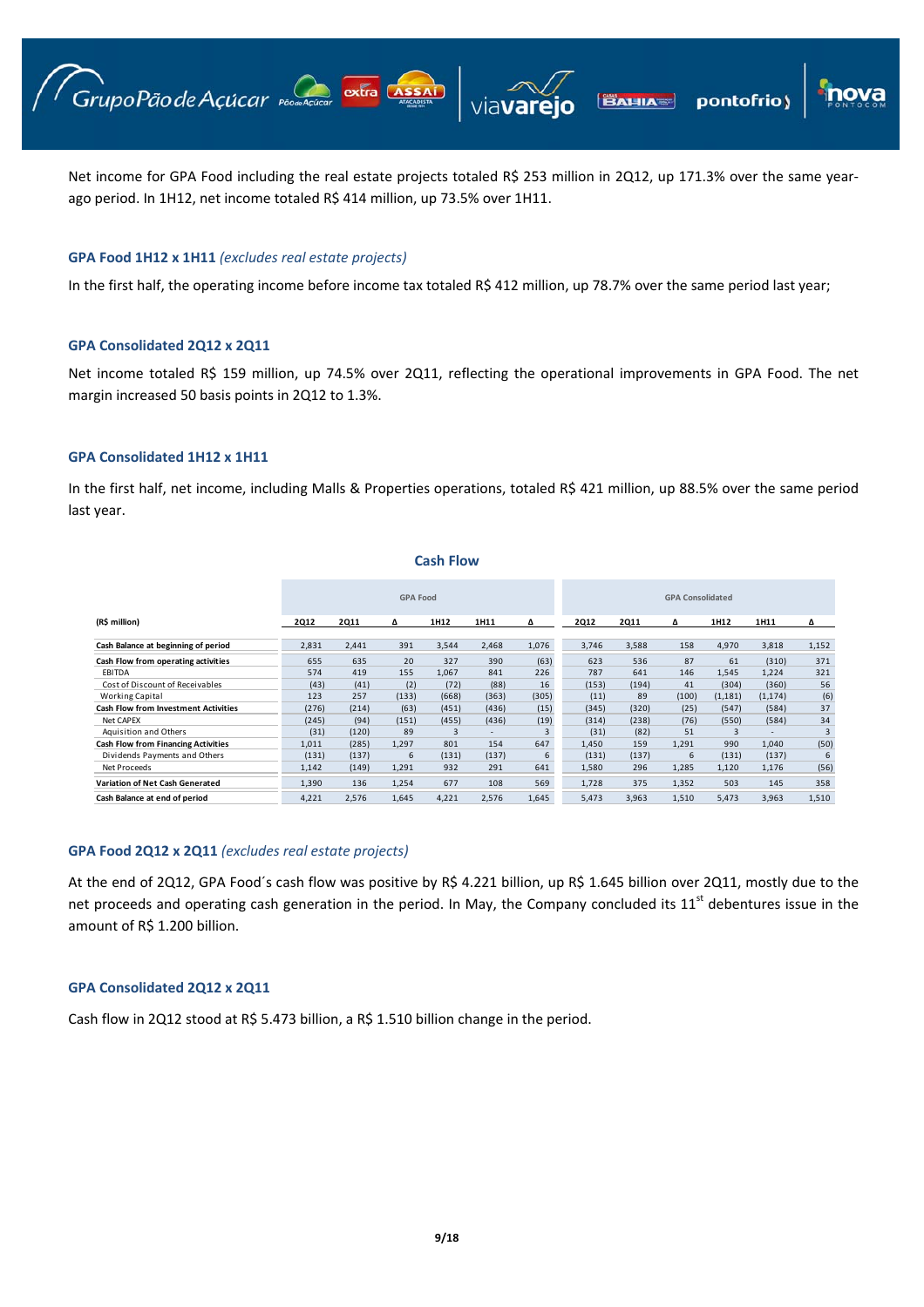Net income for GPA Food including the real estate projects totaled R$ 253 million in 2Q12, up 171.3% over the same year-ago period. In 1H12, net income totaled R$ 414 million, up 73.5% over 1H11.

### GPA Food 1H12 x 1H11 *(excludes real estate projects)*

In the first half, the operating income before income tax totaled R$ 412 million, up 78.7% over the same period last year;

### GPA Consolidated 2Q12 x 2Q11

Net income totaled R$ 159 million, up 74.5% over 2Q11, reflecting the operational improvements in GPA Food. The net margin increased 50 basis points in 2Q12 to 1.3%.

### GPA Consolidated 1H12 x 1H11

In the first half, net income, including Malls & Properties operations, totaled R$ 421 million, up 88.5% over the same period last year.

### Cash Flow

| (R$ million) | GPA Food | | | | | | GPA Consolidated | | | | | |
|---|---|---|---|---|---|---|---|---|---|---|---|---|
| | 2Q12 | 2Q11 | Δ | 1H12 | 1H11 | Δ | 2Q12 | 2Q11 | Δ | 1H12 | 1H11 | Δ |
| **Cash Balance at beginning of period** | 2,831 | 2,441 | 391 | 3,544 | 2,468 | 1,076 | 3,746 | 3,588 | 158 | 4,970 | 3,818 | 1,152 |
| **Cash Flow from operating activities** | 655 | 635 | 20 | 327 | 390 | (63) | 623 | 536 | 87 | 61 | (310) | 371 |
| EBITDA | 574 | 419 | 155 | 1,067 | 841 | 226 | 787 | 641 | 146 | 1,545 | 1,224 | 321 |
| Cost of Discount of Receivables | (43) | (41) | (2) | (72) | (88) | 16 | (153) | (194) | 41 | (304) | (360) | 56 |
| Working Capital | 123 | 257 | (133) | (668) | (363) | (305) | (11) | 89 | (100) | (1,181) | (1,174) | (6) |
| **Cash Flow from Investment Activities** | (276) | (214) | (63) | (451) | (436) | (15) | (345) | (320) | (25) | (547) | (584) | 37 |
| Net CAPEX | (245) | (94) | (151) | (455) | (436) | (19) | (314) | (238) | (76) | (550) | (584) | 34 |
| Aquisition and Others | (31) | (120) | 89 | 3 | - | 3 | (31) | (82) | 51 | 3 | - | 3 |
| **Cash Flow from Financing Activities** | 1,011 | (285) | 1,297 | 801 | 154 | 647 | 1,450 | 159 | 1,291 | 990 | 1,040 | (50) |
| Dividends Payments and Others | (131) | (137) | 6 | (131) | (137) | 6 | (131) | (137) | 6 | (131) | (137) | 6 |
| Net Proceeds | 1,142 | (149) | 1,291 | 932 | 291 | 641 | 1,580 | 296 | 1,285 | 1,120 | 1,176 | (56) |
| **Variation of Net Cash Generated** | 1,390 | 136 | 1,254 | 677 | 108 | 569 | 1,728 | 375 | 1,352 | 503 | 145 | 358 |
| **Cash Balance at end of period** | 4,221 | 2,576 | 1,645 | 4,221 | 2,576 | 1,645 | 5,473 | 3,963 | 1,510 | 5,473 | 3,963 | 1,510 |

### GPA Food 2Q12 x 2Q11 *(excludes real estate projects)*

At the end of 2Q12, GPA Food´s cash flow was positive by R$ 4.221 billion, up R$ 1.645 billion over 2Q11, mostly due to the net proceeds and operating cash generation in the period. In May, the Company concluded its 11[st] debentures issue in the amount of R$ 1.200 billion.

### GPA Consolidated 2Q12 x 2Q11

Cash flow in 2Q12 stood at R$ 5.473 billion, a R$ 1.510 billion change in the period.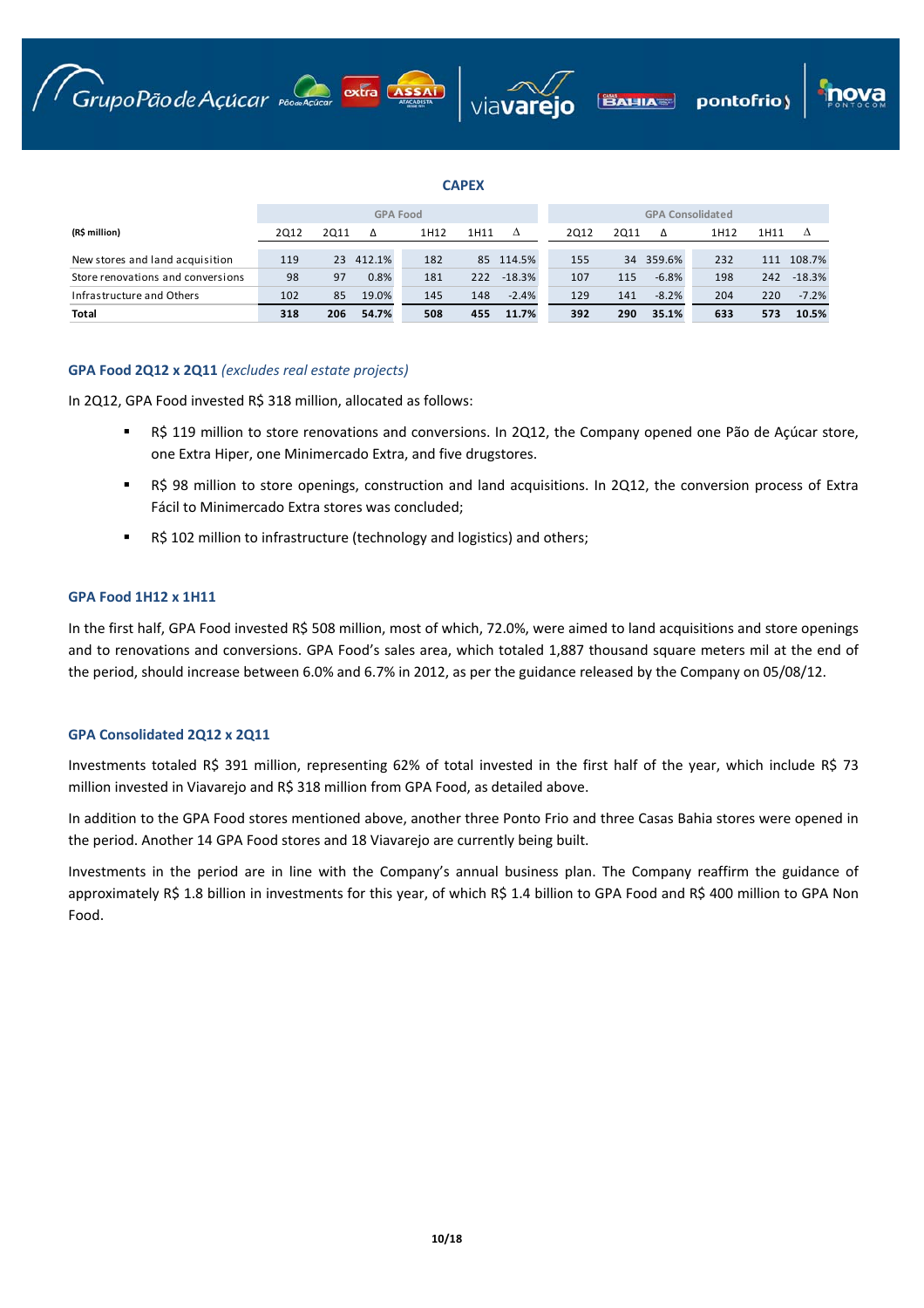## CAPEX

| (R$ million) | GPA Food | | | | | | GPA Consolidated | | | | | |
|---|---|---|---|---|---|---|---|---|---|---|---|---|
| | 2Q12 | 2Q11 | Δ | 1H12 | 1H11 | Δ | 2Q12 | 2Q11 | Δ | 1H12 | 1H11 | Δ |
| New stores and land acquisition | 119 | 23 | 412.1% | 182 | 85 | 114.5% | 155 | 34 | 359.6% | 232 | 111 | 108.7% |
| Store renovations and conversions | 98 | 97 | 0.8% | 181 | 222 | -18.3% | 107 | 115 | -6.8% | 198 | 242 | -18.3% |
| Infrastructure and Others | 102 | 85 | 19.0% | 145 | 148 | -2.4% | 129 | 141 | -8.2% | 204 | 220 | -7.2% |
| **Total** | **318** | **206** | **54.7%** | **508** | **455** | **11.7%** | **392** | **290** | **35.1%** | **633** | **573** | **10.5%** |

### GPA Food 2Q12 x 2Q11 *(excludes real estate projects)*

In 2Q12, GPA Food invested R$ 318 million, allocated as follows:

- R$ 119 million to store renovations and conversions. In 2Q12, the Company opened one Pão de Açúcar store, one Extra Hiper, one Minimercado Extra, and five drugstores.
- R$ 98 million to store openings, construction and land acquisitions. In 2Q12, the conversion process of Extra Fácil to Minimercado Extra stores was concluded;
- R$ 102 million to infrastructure (technology and logistics) and others;

### GPA Food 1H12 x 1H11

In the first half, GPA Food invested R$ 508 million, most of which, 72.0%, were aimed to land acquisitions and store openings and to renovations and conversions. GPA Food's sales area, which totaled 1,887 thousand square meters mil at the end of the period, should increase between 6.0% and 6.7% in 2012, as per the guidance released by the Company on 05/08/12.

### GPA Consolidated 2Q12 x 2Q11

Investments totaled R$ 391 million, representing 62% of total invested in the first half of the year, which include R$ 73 million invested in Viavarejo and R$ 318 million from GPA Food, as detailed above.

In addition to the GPA Food stores mentioned above, another three Ponto Frio and three Casas Bahia stores were opened in the period. Another 14 GPA Food stores and 18 Viavarejo are currently being built.

Investments in the period are in line with the Company's annual business plan. The Company reaffirm the guidance of approximately R$ 1.8 billion in investments for this year, of which R$ 1.4 billion to GPA Food and R$ 400 million to GPA Non Food.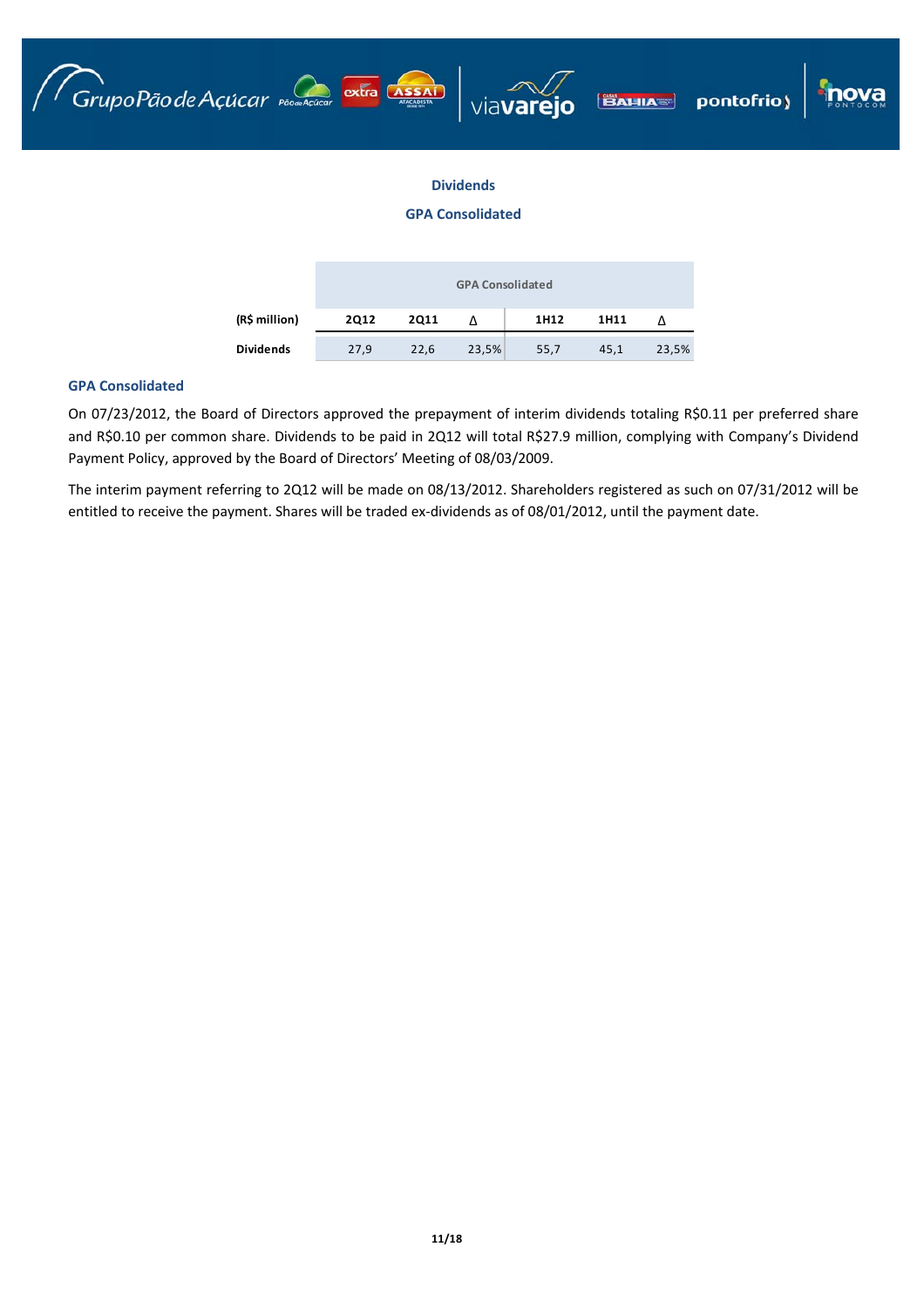## Dividends

### GPA Consolidated

| (R$ million) | GPA Consolidated | | | | | |
|---|---|---|---|---|---|---|
| | 2Q12 | 2Q11 | Δ | 1H12 | 1H11 | Δ |
| **Dividends** | 27,9 | 22,6 | 23,5% | 55,7 | 45,1 | 23,5% |

### GPA Consolidated

On 07/23/2012, the Board of Directors approved the prepayment of interim dividends totaling R$0.11 per preferred share and R$0.10 per common share. Dividends to be paid in 2Q12 will total R$27.9 million, complying with Company's Dividend Payment Policy, approved by the Board of Directors' Meeting of 08/03/2009.

The interim payment referring to 2Q12 will be made on 08/13/2012. Shareholders registered as such on 07/31/2012 will be entitled to receive the payment. Shares will be traded ex-dividends as of 08/01/2012, until the payment date.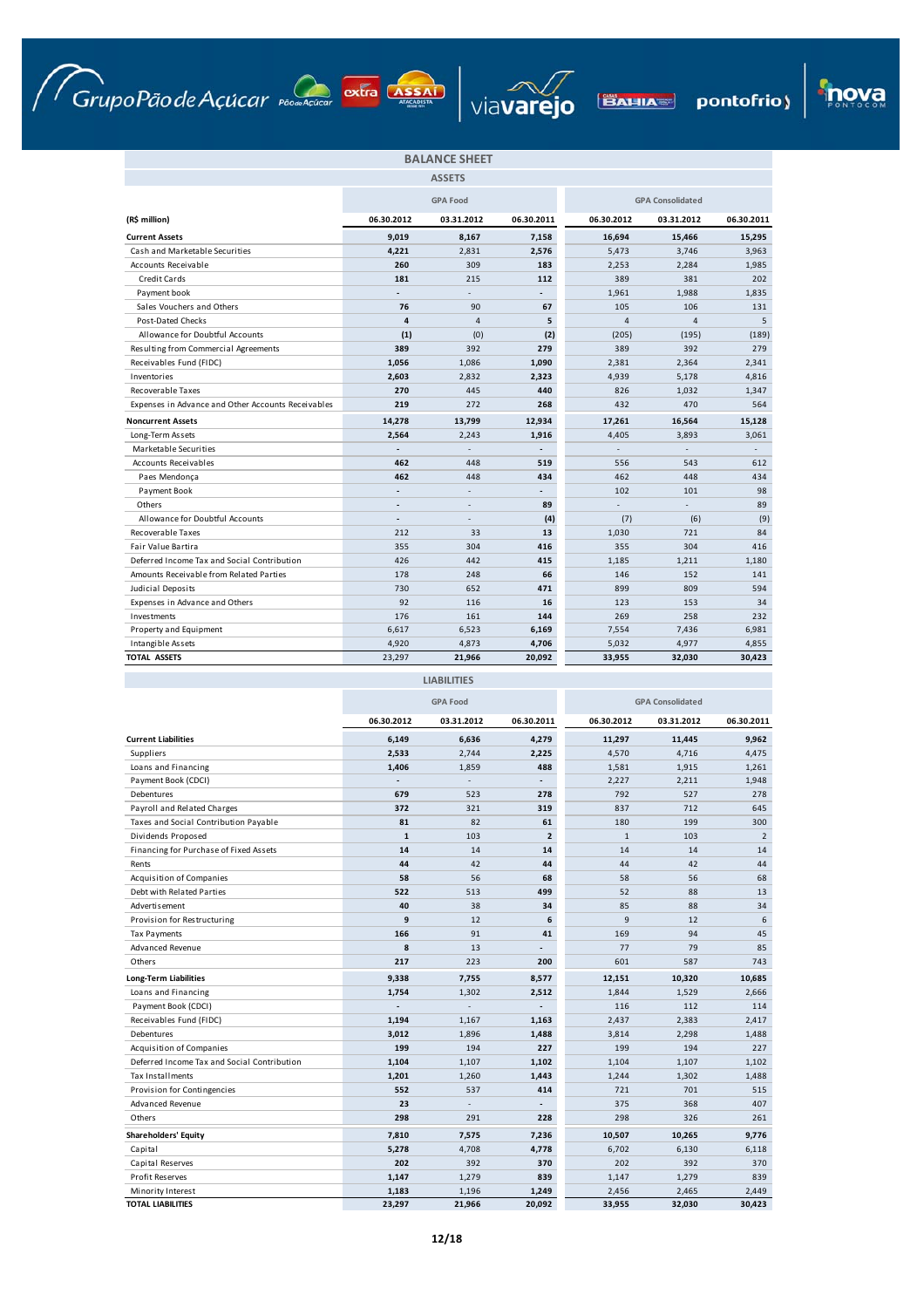## BALANCE SHEET

### ASSETS

| (R$ million) | GPA Food | | | GPA Consolidated | | |
|---|---|---|---|---|---|---|
| | 06.30.2012 | 03.31.2012 | 06.30.2011 | 06.30.2012 | 03.31.2012 | 06.30.2011 |
| **Current Assets** | **9,019** | **8,167** | **7,158** | **16,694** | **15,466** | **15,295** |
| Cash and Marketable Securities | **4,221** | 2,831 | **2,576** | 5,473 | 3,746 | 3,963 |
| Accounts Receivable | **260** | 309 | **183** | 2,253 | 2,284 | 1,985 |
| Credit Cards | **181** | 215 | **112** | 389 | 381 | 202 |
| Payment book | - | - | - | 1,961 | 1,988 | 1,835 |
| Sales Vouchers and Others | **76** | 90 | **67** | 105 | 106 | 131 |
| Post-Dated Checks | **4** | 4 | **5** | 4 | 4 | 5 |
| Allowance for Doubtful Accounts | **(1)** | (0) | **(2)** | (205) | (195) | (189) |
| Resulting from Commercial Agreements | **389** | 392 | **279** | 389 | 392 | 279 |
| Receivables Fund (FIDC) | **1,056** | 1,086 | **1,090** | 2,381 | 2,364 | 2,341 |
| Inventories | **2,603** | 2,832 | **2,323** | 4,939 | 5,178 | 4,816 |
| Recoverable Taxes | **270** | 445 | **440** | 826 | 1,032 | 1,347 |
| Expenses in Advance and Other Accounts Receivables | **219** | 272 | **268** | 432 | 470 | 564 |
| **Noncurrent Assets** | **14,278** | **13,799** | **12,934** | **17,261** | **16,564** | **15,128** |
| Long-Term Assets | **2,564** | 2,243 | **1,916** | 4,405 | 3,893 | 3,061 |
| Marketable Securities | - | - | - | - | - | - |
| Accounts Receivables | **462** | 448 | **519** | 556 | 543 | 612 |
| Paes Mendonça | **462** | 448 | **434** | 462 | 448 | 434 |
| Payment Book | - | - | - | 102 | 101 | 98 |
| Others | - | - | **89** | - | - | 89 |
| Allowance for Doubtful Accounts | - | - | **(4)** | (7) | (6) | (9) |
| Recoverable Taxes | 212 | 33 | 13 | 1,030 | 721 | 84 |
| Fair Value Bartira | 355 | 304 | 416 | 355 | 304 | 416 |
| Deferred Income Tax and Social Contribution | 426 | 442 | 415 | 1,185 | 1,211 | 1,180 |
| Amounts Receivable from Related Parties | 178 | 248 | 66 | 146 | 152 | 141 |
| Judicial Deposits | 730 | 652 | 471 | 899 | 809 | 594 |
| Expenses in Advance and Others | 92 | 116 | 16 | 123 | 153 | 34 |
| Investments | 176 | 161 | 144 | 269 | 258 | 232 |
| Property and Equipment | 6,617 | 6,523 | 6,169 | 7,554 | 7,436 | 6,981 |
| Intangible Assets | 4,920 | 4,873 | 4,706 | 5,032 | 4,977 | 4,855 |
| **TOTAL ASSETS** | 23,297 | 21,966 | 20,092 | **33,955** | **32,030** | **30,423** |

### LIABILITIES

| | GPA Food | | | GPA Consolidated | | |
|---|---|---|---|---|---|---|
| | 06.30.2012 | 03.31.2012 | 06.30.2011 | 06.30.2012 | 03.31.2012 | 06.30.2011 |
| **Current Liabilities** | **6,149** | **6,636** | **4,279** | **11,297** | **11,445** | **9,962** |
| Suppliers | **2,533** | 2,744 | **2,225** | 4,570 | 4,716 | 4,475 |
| Loans and Financing | **1,406** | 1,859 | **488** | 1,581 | 1,915 | 1,261 |
| Payment Book (CDCI) | - | - | - | 2,227 | 2,211 | 1,948 |
| Debentures | **679** | 523 | **278** | 792 | 527 | 278 |
| Payroll and Related Charges | **372** | 321 | **319** | 837 | 712 | 645 |
| Taxes and Social Contribution Payable | **81** | 82 | **61** | 180 | 199 | 300 |
| Dividends Proposed | **1** | 103 | **2** | 1 | 103 | 2 |
| Financing for Purchase of Fixed Assets | **14** | 14 | **14** | 14 | 14 | 14 |
| Rents | **44** | 42 | **44** | 44 | 42 | 44 |
| Acquisition of Companies | **58** | 56 | **68** | 58 | 56 | 68 |
| Debt with Related Parties | **522** | 513 | **499** | 52 | 88 | 13 |
| Advertisement | **40** | 38 | **34** | 85 | 88 | 34 |
| Provision for Restructuring | **9** | 12 | **6** | 9 | 12 | 6 |
| Tax Payments | **166** | 91 | **41** | 169 | 94 | 45 |
| Advanced Revenue | **8** | 13 | - | 77 | 79 | 85 |
| Others | **217** | 223 | **200** | 601 | 587 | 743 |
| **Long-Term Liabilities** | **9,338** | **7,755** | **8,577** | **12,151** | **10,320** | **10,685** |
| Loans and Financing | **1,754** | 1,302 | **2,512** | 1,844 | 1,529 | 2,666 |
| Payment Book (CDCI) | - | - | - | 116 | 112 | 114 |
| Receivables Fund (FIDC) | **1,194** | 1,167 | **1,163** | 2,437 | 2,383 | 2,417 |
| Debentures | **3,012** | 1,896 | **1,488** | 3,814 | 2,298 | 1,488 |
| Acquisition of Companies | **199** | 194 | **227** | 199 | 194 | 227 |
| Deferred Income Tax and Social Contribution | **1,104** | 1,107 | **1,102** | 1,104 | 1,107 | 1,102 |
| Tax Installments | **1,201** | 1,260 | **1,443** | 1,244 | 1,302 | 1,488 |
| Provision for Contingencies | **552** | 537 | **414** | 721 | 701 | 515 |
| Advanced Revenue | **23** | - | - | 375 | 368 | 407 |
| Others | **298** | 291 | **228** | 298 | 326 | 261 |
| **Shareholders' Equity** | **7,810** | **7,575** | **7,236** | **10,507** | **10,265** | **9,776** |
| Capital | **5,278** | 4,708 | **4,778** | 6,702 | 6,130 | 6,118 |
| Capital Reserves | **202** | 392 | **370** | 202 | 392 | 370 |
| Profit Reserves | **1,147** | 1,279 | **839** | 1,147 | 1,279 | 839 |
| Minority Interest | **1,183** | 1,196 | **1,249** | 2,456 | 2,465 | 2,449 |
| **TOTAL LIABILITIES** | **23,297** | **21,966** | **20,092** | **33,955** | **32,030** | **30,423** |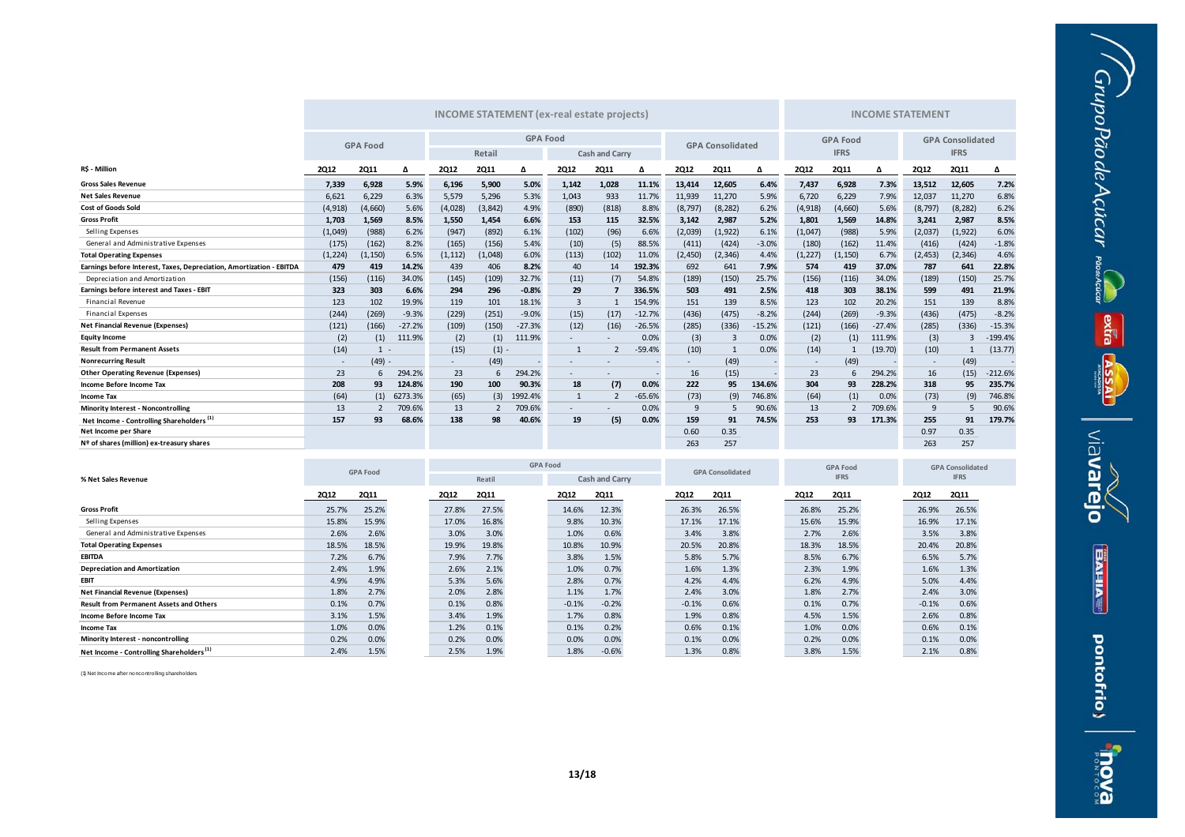| R$ - Million | INCOME STATEMENT (ex-real estate projects) | | | | | | | | | | | | | | | INCOME STATEMENT | | | | | |
|---|---|---|---|---|---|---|---|---|---|---|---|---|---|---|---|---|---|---|---|---|---|
| | GPA Food | | | GPA Food | | | | | | GPA Consolidated | | | GPA Food IFRS | | | GPA Consolidated IFRS | | | | | |
| | | | | Retail | | | Cash and Carry | | | | | | | | | | | | | | |
| | 2Q12 | 2Q11 | Δ | 2Q12 | 2Q11 | Δ | 2Q12 | 2Q11 | Δ | 2Q12 | 2Q11 | Δ | 2Q12 | 2Q11 | Δ | 2Q12 | 2Q11 | Δ | | | |
| **Gross Sales Revenue** | **7,339** | **6,928** | **5.9%** | **6,196** | **5,900** | **5.0%** | **1,142** | **1,028** | **11.1%** | **13,414** | **12,605** | **6.4%** | **7,437** | **6,928** | **7.3%** | **13,512** | **12,605** | **7.2%** | | | |
| **Net Sales Revenue** | 6,621 | 6,229 | 6.3% | 5,579 | 5,296 | 5.3% | 1,043 | 933 | 11.7% | 11,939 | 11,270 | 5.9% | 6,720 | 6,229 | 7.9% | 12,037 | 11,270 | 6.8% | | | |
| **Cost of Goods Sold** | (4,918) | (4,660) | 5.6% | (4,028) | (3,842) | 4.9% | (890) | (818) | 8.8% | (8,797) | (8,282) | 6.2% | (4,918) | (4,660) | 5.6% | (8,797) | (8,282) | 6.2% | | | |
| **Gross Profit** | **1,703** | **1,569** | **8.5%** | **1,550** | **1,454** | **6.6%** | **153** | **115** | **32.5%** | **3,142** | **2,987** | **5.2%** | **1,801** | **1,569** | **14.8%** | **3,241** | **2,987** | **8.5%** | | | |
| Selling Expenses | (1,049) | (988) | 6.2% | (947) | (892) | 6.1% | (102) | (96) | 6.6% | (2,039) | (1,922) | 6.1% | (1,047) | (988) | 5.9% | (2,037) | (1,922) | 6.0% | | | |
| General and Administrative Expenses | (175) | (162) | 8.2% | (165) | (156) | 5.4% | (10) | (5) | 88.5% | (411) | (424) | -3.0% | (180) | (162) | 11.4% | (416) | (424) | -1.8% | | | |
| **Total Operating Expenses** | (1,224) | (1,150) | 6.5% | (1,112) | (1,048) | 6.0% | (113) | (102) | 11.0% | (2,450) | (2,346) | 4.4% | (1,227) | (1,150) | 6.7% | (2,453) | (2,346) | 4.6% | | | |
| **Earnings before Interest, Taxes, Depreciation, Amortization - EBITDA** | **479** | **419** | **14.2%** | 439 | 406 | 8.2% | 40 | 14 | 192.3% | 692 | 641 | 7.9% | **574** | **419** | **37.0%** | **787** | **641** | **22.8%** | | | |
| Depreciation and Amortization | (156) | (116) | 34.0% | (145) | (109) | 32.7% | (11) | (7) | 54.8% | (189) | (150) | 25.7% | (156) | (116) | 34.0% | (189) | (150) | 25.7% | | | |
| **Earnings before interest and Taxes - EBIT** | **323** | **303** | **6.6%** | **294** | **296** | **-0.8%** | **29** | **7** | **336.5%** | **503** | **491** | **2.5%** | **418** | **303** | **38.1%** | **599** | **491** | **21.9%** | | | |
| Financial Revenue | 123 | 102 | 19.9% | 119 | 101 | 18.1% | 3 | 1 | 154.9% | 151 | 139 | 8.5% | 123 | 102 | 20.2% | 151 | 139 | 8.8% | | | |
| Financial Expenses | (244) | (269) | -9.3% | (229) | (251) | -9.0% | (15) | (17) | -12.7% | (436) | (475) | -8.2% | (244) | (269) | -9.3% | (436) | (475) | -8.2% | | | |
| **Net Financial Revenue (Expenses)** | (121) | (166) | -27.2% | (109) | (150) | -27.3% | (12) | (16) | -26.5% | (285) | (336) | -15.2% | (121) | (166) | -27.4% | (285) | (336) | -15.3% | | | |
| **Equity Income** | (2) | (1) | 111.9% | (2) | (1) | 111.9% | - | - | 0.0% | (3) | 3 | 0.0% | (2) | (1) | 111.9% | (3) | 3 | -199.4% | | | |
| **Result from Permanent Assets** | (14) | 1 | - | (15) | (1) | - | 1 | 2 | -59.4% | (10) | 1 | 0.0% | (14) | 1 | (19.70) | (10) | 1 | (13.77) | | | |
| **Nonrecurring Result** | - | (49) | - | - | (49) | - | - | - | - | - | (49) | - | - | (49) | - | - | (49) | - | | | |
| **Other Operating Revenue (Expenses)** | 23 | 6 | 294.2% | 23 | 6 | 294.2% | - | - | - | 16 | (15) | - | 23 | 6 | 294.2% | 16 | (15) | -212.6% | | | |
| **Income Before Income Tax** | **208** | **93** | **124.8%** | **190** | **100** | **90.3%** | **18** | **(7)** | **0.0%** | **222** | **95** | **134.6%** | **304** | **93** | **228.2%** | **318** | **95** | **235.7%** | | | |
| **Income Tax** | (64) | (1) | 6273.3% | (65) | (3) | 1992.4% | 1 | 2 | -65.6% | (73) | (9) | 746.8% | (64) | (1) | 0.0% | (73) | (9) | 746.8% | | | |
| **Minority Interest - Noncontrolling** | 13 | 2 | 709.6% | 13 | 2 | 709.6% | - | - | 0.0% | 9 | 5 | 90.6% | 13 | 2 | 709.6% | 9 | 5 | 90.6% | | | |
| **Net Income - Controlling Shareholders [1]** | **157** | **93** | **68.6%** | **138** | **98** | **40.6%** | **19** | **(5)** | **0.0%** | **159** | **91** | **74.5%** | **253** | **93** | **171.3%** | **255** | **91** | **179.7%** | | | |
| **Net Income per Share** | | | | | | | | | | 0.60 | 0.35 | | | | | 0.97 | 0.35 | | | | |
| **Nº of shares (million) ex-treasury shares** | | | | | | | | | | 263 | 257 | | | | | 263 | 257 | | | | |

| % Net Sales Revenue | GPA Food | | GPA Food | | | | GPA Consolidated | | GPA Food IFRS | | GPA Consolidated IFRS | |
|---|---|---|---|---|---|---|---|---|---|---|---|---|
| | | | Reatil | | Cash and Carry | | | | | | | |
| | 2Q12 | 2Q11 | 2Q12 | 2Q11 | 2Q12 | 2Q11 | 2Q12 | 2Q11 | 2Q12 | 2Q11 | 2Q12 | 2Q11 |
| **Gross Profit** | 25.7% | 25.2% | 27.8% | 27.5% | 14.6% | 12.3% | 26.3% | 26.5% | 26.8% | 25.2% | 26.9% | 26.5% |
| Selling Expenses | 15.8% | 15.9% | 17.0% | 16.8% | 9.8% | 10.3% | 17.1% | 17.1% | 15.6% | 15.9% | 16.9% | 17.1% |
| General and Administrative Expenses | 2.6% | 2.6% | 3.0% | 3.0% | 1.0% | 0.6% | 3.4% | 3.8% | 2.7% | 2.6% | 3.5% | 3.8% |
| **Total Operating Expenses** | 18.5% | 18.5% | 19.9% | 19.8% | 10.8% | 10.9% | 20.5% | 20.8% | 18.3% | 18.5% | 20.4% | 20.8% |
| **EBITDA** | 7.2% | 6.7% | 7.9% | 7.7% | 3.8% | 1.5% | 5.8% | 5.7% | 8.5% | 6.7% | 6.5% | 5.7% |
| **Depreciation and Amortization** | 2.4% | 1.9% | 2.6% | 2.1% | 1.0% | 0.7% | 1.6% | 1.3% | 2.3% | 1.9% | 1.6% | 1.3% |
| **EBIT** | 4.9% | 4.9% | 5.3% | 5.6% | 2.8% | 0.7% | 4.2% | 4.4% | 6.2% | 4.9% | 5.0% | 4.4% |
| **Net Financial Revenue (Expenses)** | 1.8% | 2.7% | 2.0% | 2.8% | 1.1% | 1.7% | 2.4% | 3.0% | 1.8% | 2.7% | 2.4% | 3.0% |
| **Result from Permanent Assets and Others** | 0.1% | 0.7% | 0.1% | 0.8% | -0.1% | -0.2% | -0.1% | 0.6% | 0.1% | 0.7% | -0.1% | 0.6% |
| **Income Before Income Tax** | 3.1% | 1.5% | 3.4% | 1.9% | 1.7% | 0.8% | 1.9% | 0.8% | 4.5% | 1.5% | 2.6% | 0.8% |
| **Income Tax** | 1.0% | 0.0% | 1.2% | 0.1% | 0.1% | 0.2% | 0.6% | 0.1% | 1.0% | 0.0% | 0.6% | 0.1% |
| **Minority Interest - noncontrolling** | 0.2% | 0.0% | 0.2% | 0.0% | 0.0% | 0.0% | 0.1% | 0.0% | 0.2% | 0.0% | 0.1% | 0.0% |
| **Net Income - Controlling Shareholders [1]** | 2.4% | 1.5% | 2.5% | 1.9% | 1.8% | -0.6% | 1.3% | 0.8% | 3.8% | 1.5% | 2.1% | 0.8% |

(1) Net Income after noncontrolling shareholders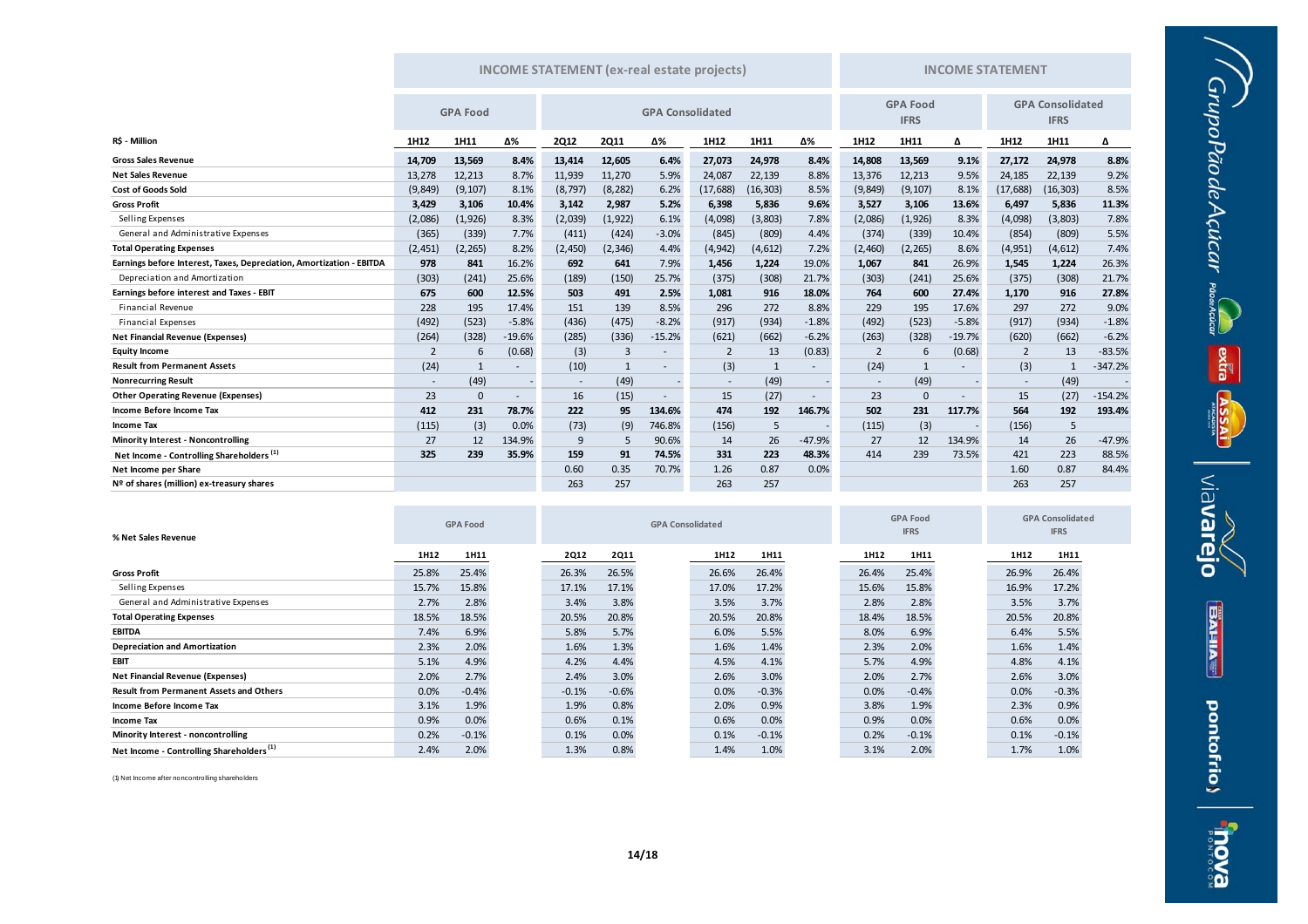| R$ - Million | INCOME STATEMENT (ex-real estate projects) | | | | | | | | | | | | INCOME STATEMENT | | | | | |
|---|---|---|---|---|---|---|---|---|---|---|---|---|---|---|---|---|---|---|
| | GPA Food | | | GPA Consolidated | | | | | | GPA Food IFRS | | | GPA Consolidated IFRS | | |
| | 1H12 | 1H11 | Δ% | 2Q12 | 2Q11 | Δ% | 1H12 | 1H11 | Δ% | 1H12 | 1H11 | Δ | 1H12 | 1H11 | Δ |
| **Gross Sales Revenue** | **14,709** | **13,569** | **8.4%** | **13,414** | **12,605** | **6.4%** | **27,073** | **24,978** | **8.4%** | **14,808** | **13,569** | **9.1%** | **27,172** | **24,978** | **8.8%** |
| **Net Sales Revenue** | 13,278 | 12,213 | 8.7% | 11,939 | 11,270 | 5.9% | 24,087 | 22,139 | 8.8% | 13,376 | 12,213 | 9.5% | 24,185 | 22,139 | 9.2% |
| **Cost of Goods Sold** | (9,849) | (9,107) | 8.1% | (8,797) | (8,282) | 6.2% | (17,688) | (16,303) | 8.5% | (9,849) | (9,107) | 8.1% | (17,688) | (16,303) | 8.5% |
| **Gross Profit** | **3,429** | **3,106** | **10.4%** | **3,142** | **2,987** | **5.2%** | **6,398** | **5,836** | **9.6%** | **3,527** | **3,106** | **13.6%** | **6,497** | **5,836** | **11.3%** |
| Selling Expenses | (2,086) | (1,926) | 8.3% | (2,039) | (1,922) | 6.1% | (4,098) | (3,803) | 7.8% | (2,086) | (1,926) | 8.3% | (4,098) | (3,803) | 7.8% |
| General and Administrative Expenses | (365) | (339) | 7.7% | (411) | (424) | -3.0% | (845) | (809) | 4.4% | (374) | (339) | 10.4% | (854) | (809) | 5.5% |
| **Total Operating Expenses** | (2,451) | (2,265) | 8.2% | (2,450) | (2,346) | 4.4% | (4,942) | (4,612) | 7.2% | (2,460) | (2,265) | 8.6% | (4,951) | (4,612) | 7.4% |
| **Earnings before Interest, Taxes, Depreciation, Amortization - EBITDA** | **978** | **841** | **16.2%** | **692** | **641** | **7.9%** | **1,456** | **1,224** | **19.0%** | **1,067** | **841** | **26.9%** | **1,545** | **1,224** | **26.3%** |
| Depreciation and Amortization | (303) | (241) | 25.6% | (189) | (150) | 25.7% | (375) | (308) | 21.7% | (303) | (241) | 25.6% | (375) | (308) | 21.7% |
| **Earnings before interest and Taxes - EBIT** | **675** | **600** | **12.5%** | **503** | **491** | **2.5%** | **1,081** | **916** | **18.0%** | **764** | **600** | **27.4%** | **1,170** | **916** | **27.8%** |
| Financial Revenue | 228 | 195 | 17.4% | 151 | 139 | 8.5% | 296 | 272 | 8.8% | 229 | 195 | 17.6% | 297 | 272 | 9.0% |
| Financial Expenses | (492) | (523) | -5.8% | (436) | (475) | -8.2% | (917) | (934) | -1.8% | (492) | (523) | -5.8% | (917) | (934) | -1.8% |
| **Net Financial Revenue (Expenses)** | (264) | (328) | -19.6% | (285) | (336) | -15.2% | (621) | (662) | -6.2% | (263) | (328) | -19.7% | (620) | (662) | -6.2% |
| **Equity Income** | 2 | 6 | (0.68) | (3) | 3 | - | 2 | 13 | (0.83) | 2 | 6 | (0.68) | 2 | 13 | -83.5% |
| **Result from Permanent Assets** | (24) | 1 | - | (10) | 1 | - | (3) | 1 | - | (24) | 1 | - | (3) | 1 | -347.2% |
| **Nonrecurring Result** | - | (49) | - | - | (49) | - | - | (49) | - | - | (49) | - | - | (49) | - |
| **Other Operating Revenue (Expenses)** | 23 | 0 | - | 16 | (15) | - | 15 | (27) | - | 23 | 0 | - | 15 | (27) | -154.2% |
| **Income Before Income Tax** | 412 | 231 | 78.7% | 222 | 95 | 134.6% | 474 | 192 | 146.7% | 502 | 231 | 117.7% | 564 | 192 | 193.4% |
| **Income Tax** | (115) | (3) | 0.0% | (73) | (9) | 746.8% | (156) | 5 | - | (115) | (3) | - | (156) | 5 | |
| **Minority Interest - Noncontrolling** | 27 | 12 | 134.9% | 9 | 5 | 90.6% | 14 | 26 | -47.9% | 27 | 12 | 134.9% | 14 | 26 | -47.9% |
| **Net Income - Controlling Shareholders [1]** | **325** | **239** | **35.9%** | **159** | **91** | **74.5%** | **331** | **223** | **48.3%** | 414 | 239 | 73.5% | 421 | 223 | 88.5% |
| **Net Income per Share** | | | | 0.60 | 0.35 | 70.7% | 1.26 | 0.87 | 0.0% | | | | 1.60 | 0.87 | 84.4% |
| **Nº of shares (million) ex-treasury shares** | | | | 263 | 257 | | 263 | 257 | | | | | 263 | 257 | |

| % Net Sales Revenue | GPA Food | | GPA Consolidated | | | | GPA Food IFRS | | GPA Consolidated IFRS | |
|---|---|---|---|---|---|---|---|---|---|---|
| | 1H12 | 1H11 | 2Q12 | 2Q11 | 1H12 | 1H11 | 1H12 | 1H11 | 1H12 | 1H11 |
| **Gross Profit** | 25.8% | 25.4% | 26.3% | 26.5% | 26.6% | 26.4% | 26.4% | 25.4% | 26.9% | 26.4% |
| Selling Expenses | 15.7% | 15.8% | 17.1% | 17.1% | 17.0% | 17.2% | 15.6% | 15.8% | 16.9% | 17.2% |
| General and Administrative Expenses | 2.7% | 2.8% | 3.4% | 3.8% | 3.5% | 3.7% | 2.8% | 2.8% | 3.5% | 3.7% |
| **Total Operating Expenses** | 18.5% | 18.5% | 20.5% | 20.8% | 20.5% | 20.8% | 18.4% | 18.5% | 20.5% | 20.8% |
| **EBITDA** | 7.4% | 6.9% | 5.8% | 5.7% | 6.0% | 5.5% | 8.0% | 6.9% | 6.4% | 5.5% |
| **Depreciation and Amortization** | 2.3% | 2.0% | 1.6% | 1.3% | 1.6% | 1.4% | 2.3% | 2.0% | 1.6% | 1.4% |
| **EBIT** | 5.1% | 4.9% | 4.2% | 4.4% | 4.5% | 4.1% | 5.7% | 4.9% | 4.8% | 4.1% |
| **Net Financial Revenue (Expenses)** | 2.0% | 2.7% | 2.4% | 3.0% | 2.6% | 3.0% | 2.0% | 2.7% | 2.6% | 3.0% |
| **Result from Permanent Assets and Others** | 0.0% | -0.4% | -0.1% | -0.6% | 0.0% | -0.3% | 0.0% | -0.4% | 0.0% | -0.3% |
| **Income Before Income Tax** | 3.1% | 1.9% | 1.9% | 0.8% | 2.0% | 0.9% | 3.8% | 1.9% | 2.3% | 0.9% |
| **Income Tax** | 0.9% | 0.0% | 0.6% | 0.1% | 0.6% | 0.0% | 0.9% | 0.0% | 0.6% | 0.0% |
| **Minority Interest - noncontrolling** | 0.2% | -0.1% | 0.1% | 0.0% | 0.1% | -0.1% | 0.2% | -0.1% | 0.1% | -0.1% |
| **Net Income - Controlling Shareholders [1]** | 2.4% | 2.0% | 1.3% | 0.8% | 1.4% | 1.0% | 3.1% | 2.0% | 1.7% | 1.0% |

(1) Net Income after noncontrolling shareholders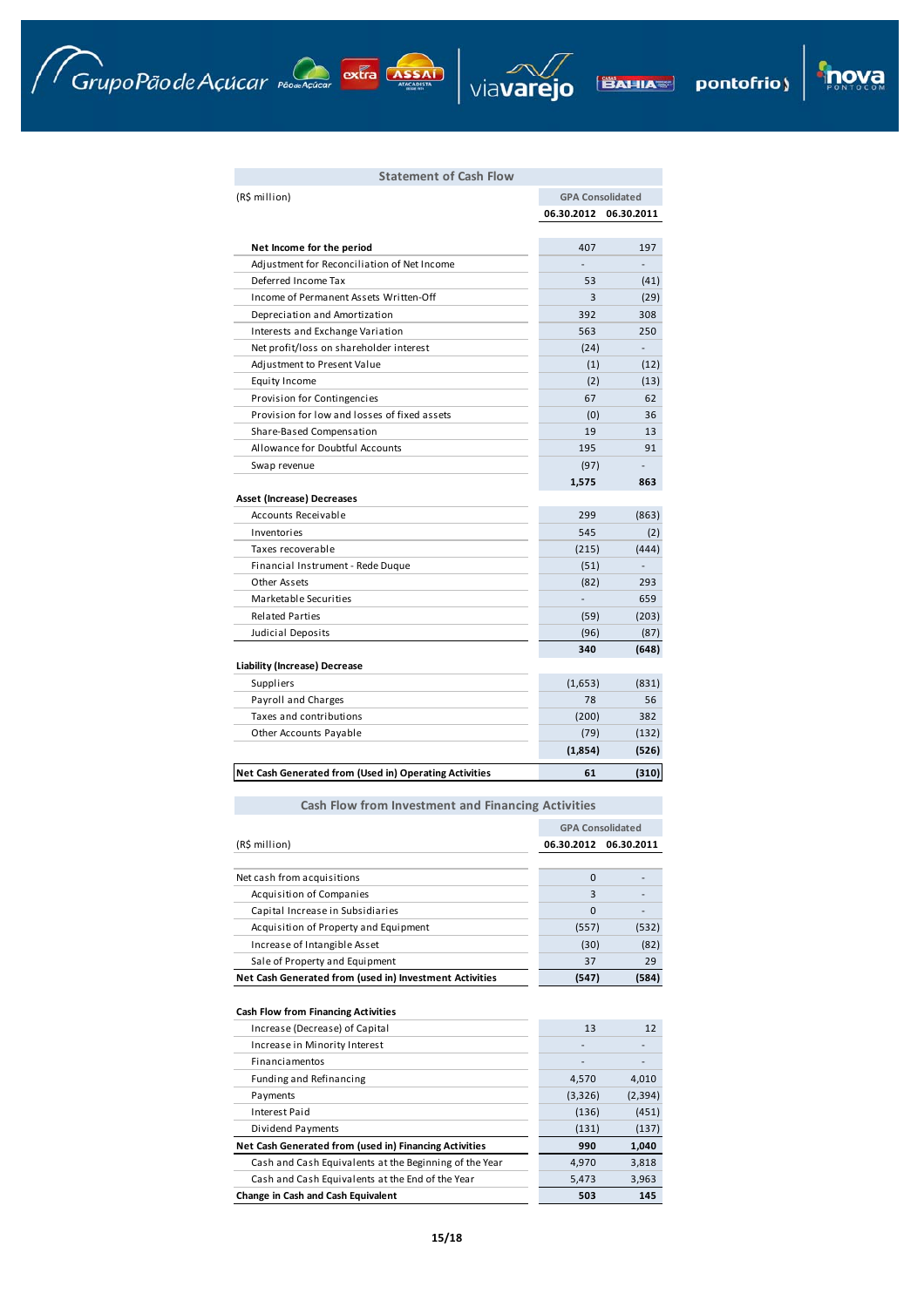## Statement of Cash Flow

| (R$ million) | GPA Consolidated | |
|---|---|---|
| | 06.30.2012 | 06.30.2011 |
| **Net Income for the period** | 407 | 197 |
| Adjustment for Reconciliation of Net Income | - | - |
| Deferred Income Tax | 53 | (41) |
| Income of Permanent Assets Written-Off | 3 | (29) |
| Depreciation and Amortization | 392 | 308 |
| Interests and Exchange Variation | 563 | 250 |
| Net profit/loss on shareholder interest | (24) | - |
| Adjustment to Present Value | (1) | (12) |
| Equity Income | (2) | (13) |
| Provision for Contingencies | 67 | 62 |
| Provision for low and losses of fixed assets | (0) | 36 |
| Share-Based Compensation | 19 | 13 |
| Allowance for Doubtful Accounts | 195 | 91 |
| Swap revenue | (97) | - |
| | **1,575** | **863** |
| **Asset (Increase) Decreases** | | |
| Accounts Receivable | 299 | (863) |
| Inventories | 545 | (2) |
| Taxes recoverable | (215) | (444) |
| Financial Instrument - Rede Duque | (51) | - |
| Other Assets | (82) | 293 |
| Marketable Securities | - | 659 |
| Related Parties | (59) | (203) |
| Judicial Deposits | (96) | (87) |
| | **340** | **(648)** |
| **Liability (Increase) Decrease** | | |
| Suppliers | (1,653) | (831) |
| Payroll and Charges | 78 | 56 |
| Taxes and contributions | (200) | 382 |
| Other Accounts Payable | (79) | (132) |
| | **(1,854)** | **(526)** |
| **Net Cash Generated from (Used in) Operating Activities** | **61** | **(310)** |

## Cash Flow from Investment and Financing Activities

| (R$ million) | GPA Consolidated | |
|---|---|---|
| | 06.30.2012 | 06.30.2011 |
| Net cash from acquisitions | 0 | - |
| Acquisition of Companies | 3 | - |
| Capital Increase in Subsidiaries | 0 | - |
| Acquisition of Property and Equipment | (557) | (532) |
| Increase of Intangible Asset | (30) | (82) |
| Sale of Property and Equipment | 37 | 29 |
| **Net Cash Generated from (used in) Investment Activities** | **(547)** | **(584)** |
| **Cash Flow from Financing Activities** | | |
| Increase (Decrease) of Capital | 13 | 12 |
| Increase in Minority Interest | - | - |
| Financiamentos | - | - |
| Funding and Refinancing | 4,570 | 4,010 |
| Payments | (3,326) | (2,394) |
| Interest Paid | (136) | (451) |
| Dividend Payments | (131) | (137) |
| **Net Cash Generated from (used in) Financing Activities** | **990** | **1,040** |
| Cash and Cash Equivalents at the Beginning of the Year | 4,970 | 3,818 |
| Cash and Cash Equivalents at the End of the Year | 5,473 | 3,963 |
| **Change in Cash and Cash Equivalent** | **503** | **145** |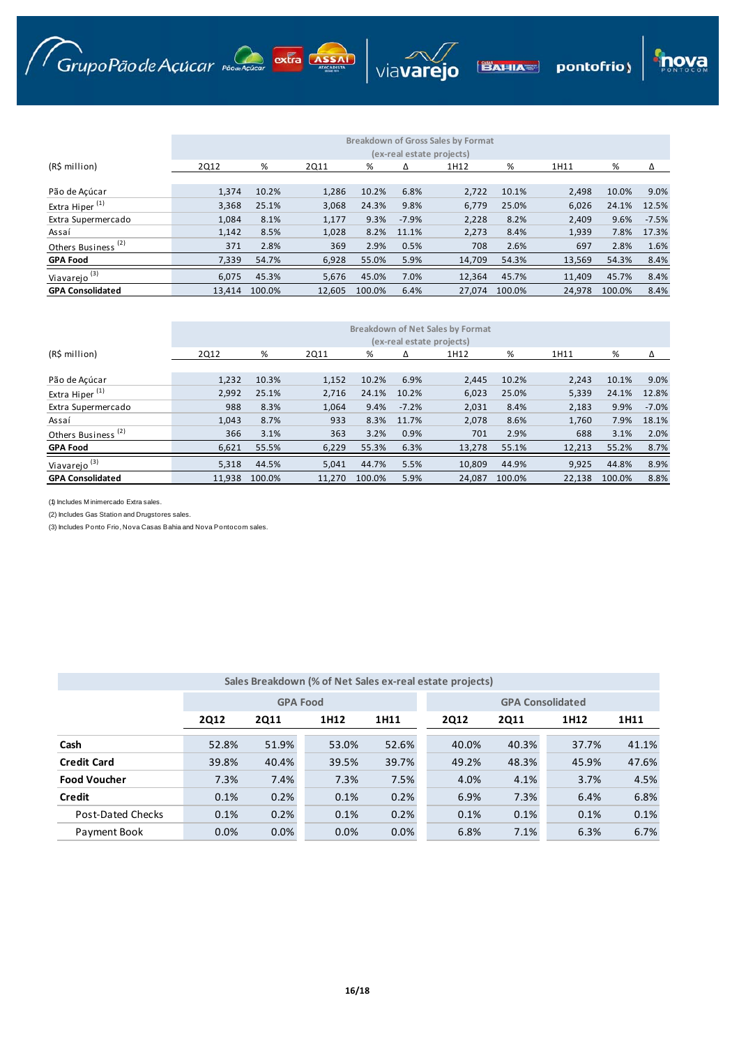| (R$ million) | Breakdown of Gross Sales by Format (ex-real estate projects) | | | | | | | | | |
|---|---|---|---|---|---|---|---|---|---|---|
| | 2Q12 | % | 2Q11 | % | Δ | 1H12 | % | 1H11 | % | Δ |
| Pão de Açúcar | 1,374 | 10.2% | 1,286 | 10.2% | 6.8% | 2,722 | 10.1% | 2,498 | 10.0% | 9.0% |
| Extra Hiper [(1)] | 3,368 | 25.1% | 3,068 | 24.3% | 9.8% | 6,779 | 25.0% | 6,026 | 24.1% | 12.5% |
| Extra Supermercado | 1,084 | 8.1% | 1,177 | 9.3% | -7.9% | 2,228 | 8.2% | 2,409 | 9.6% | -7.5% |
| Assaí | 1,142 | 8.5% | 1,028 | 8.2% | 11.1% | 2,273 | 8.4% | 1,939 | 7.8% | 17.3% |
| Others Business [(2)] | 371 | 2.8% | 369 | 2.9% | 0.5% | 708 | 2.6% | 697 | 2.8% | 1.6% |
| **GPA Food** | 7,339 | 54.7% | 6,928 | 55.0% | 5.9% | 14,709 | 54.3% | 13,569 | 54.3% | 8.4% |
| Viavarejo [(3)] | 6,075 | 45.3% | 5,676 | 45.0% | 7.0% | 12,364 | 45.7% | 11,409 | 45.7% | 8.4% |
| **GPA Consolidated** | 13,414 | 100.0% | 12,605 | 100.0% | 6.4% | 27,074 | 100.0% | 24,978 | 100.0% | 8.4% |

| (R$ million) | Breakdown of Net Sales by Format (ex-real estate projects) | | | | | | | | | |
|---|---|---|---|---|---|---|---|---|---|---|
| | 2Q12 | % | 2Q11 | % | Δ | 1H12 | % | 1H11 | % | Δ |
| Pão de Açúcar | 1,232 | 10.3% | 1,152 | 10.2% | 6.9% | 2,445 | 10.2% | 2,243 | 10.1% | 9.0% |
| Extra Hiper [(1)] | 2,992 | 25.1% | 2,716 | 24.1% | 10.2% | 6,023 | 25.0% | 5,339 | 24.1% | 12.8% |
| Extra Supermercado | 988 | 8.3% | 1,064 | 9.4% | -7.2% | 2,031 | 8.4% | 2,183 | 9.9% | -7.0% |
| Assaí | 1,043 | 8.7% | 933 | 8.3% | 11.7% | 2,078 | 8.6% | 1,760 | 7.9% | 18.1% |
| Others Business [(2)] | 366 | 3.1% | 363 | 3.2% | 0.9% | 701 | 2.9% | 688 | 3.1% | 2.0% |
| **GPA Food** | 6,621 | 55.5% | 6,229 | 55.3% | 6.3% | 13,278 | 55.1% | 12,213 | 55.2% | 8.7% |
| Viavarejo [(3)] | 5,318 | 44.5% | 5,041 | 44.7% | 5.5% | 10,809 | 44.9% | 9,925 | 44.8% | 8.9% |
| **GPA Consolidated** | 11,938 | 100.0% | 11,270 | 100.0% | 5.9% | 24,087 | 100.0% | 22,138 | 100.0% | 8.8% |

(1) Includes Minimercado Extra sales.

(2) Includes Gas Station and Drugstores sales.

(3) Includes Ponto Frio, Nova Casas Bahia and Nova Pontocom sales.

| Sales Breakdown (% of Net Sales ex-real estate projects) | GPA Food | | | | GPA Consolidated | | | |
|---|---|---|---|---|---|---|---|---|
| | **2Q12** | **2Q11** | **1H12** | **1H11** | **2Q12** | **2Q11** | **1H12** | **1H11** |
| **Cash** | 52.8% | 51.9% | 53.0% | 52.6% | 40.0% | 40.3% | 37.7% | 41.1% |
| **Credit Card** | 39.8% | 40.4% | 39.5% | 39.7% | 49.2% | 48.3% | 45.9% | 47.6% |
| **Food Voucher** | 7.3% | 7.4% | 7.3% | 7.5% | 4.0% | 4.1% | 3.7% | 4.5% |
| **Credit** | 0.1% | 0.2% | 0.1% | 0.2% | 6.9% | 7.3% | 6.4% | 6.8% |
| Post-Dated Checks | 0.1% | 0.2% | 0.1% | 0.2% | 0.1% | 0.1% | 0.1% | 0.1% |
| Payment Book | 0.0% | 0.0% | 0.0% | 0.0% | 6.8% | 7.1% | 6.3% | 6.7% |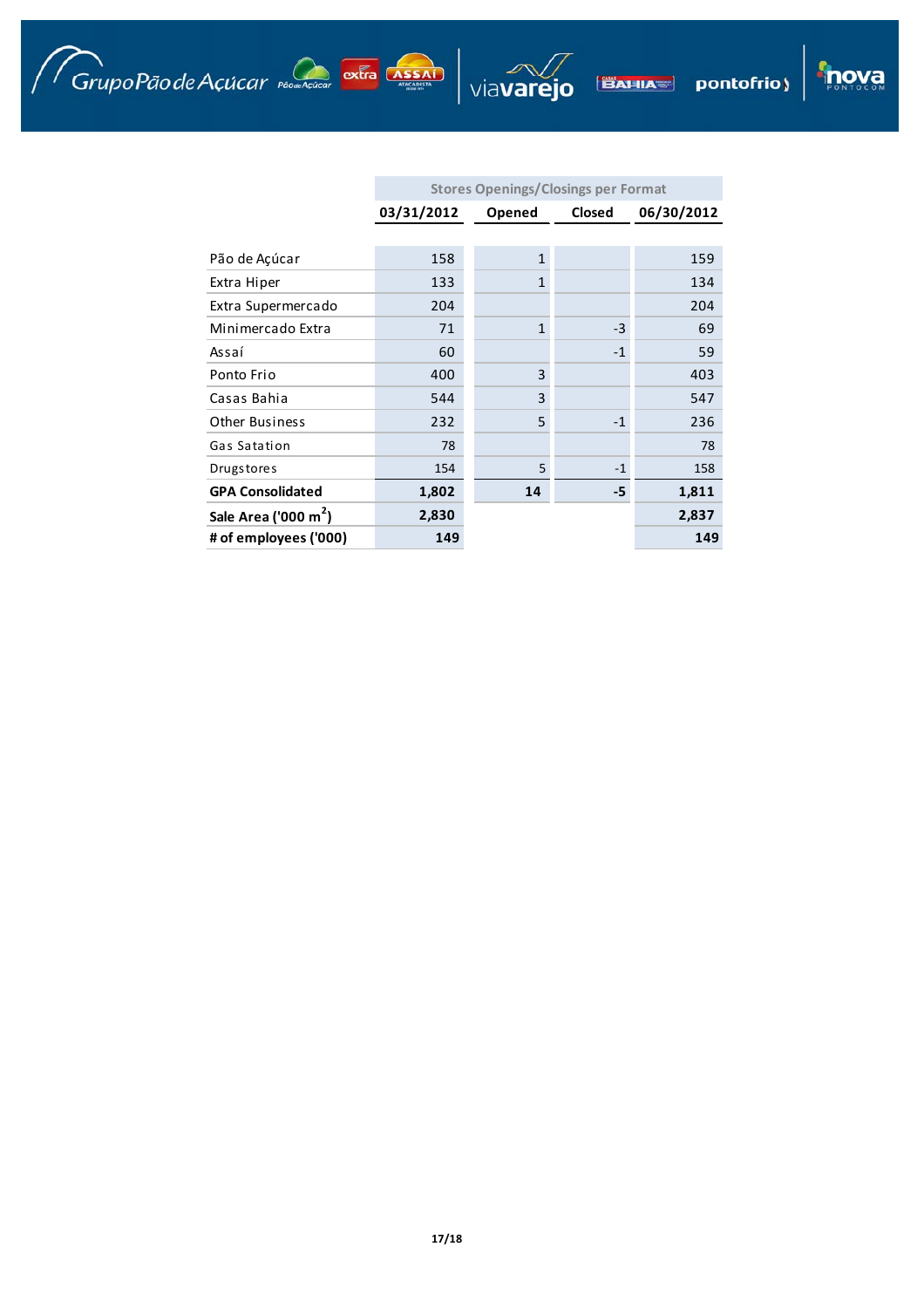| | Stores Openings/Closings per Format | | | |
|---|---|---|---|---|
| | 03/31/2012 | Opened | Closed | 06/30/2012 |
| Pão de Açúcar | 158 | 1 | | 159 |
| Extra Hiper | 133 | 1 | | 134 |
| Extra Supermercado | 204 | | | 204 |
| Minimercado Extra | 71 | 1 | -3 | 69 |
| Assaí | 60 | | -1 | 59 |
| Ponto Frio | 400 | 3 | | 403 |
| Casas Bahia | 544 | 3 | | 547 |
| Other Business | 232 | 5 | -1 | 236 |
| Gas Satation | 78 | | | 78 |
| Drugstores | 154 | 5 | -1 | 158 |
| **GPA Consolidated** | **1,802** | **14** | **-5** | **1,811** |
| **Sale Area ('000 $m^2$)** | **2,830** | | | **2,837** |
| **# of employees ('000)** | **149** | | | **149** |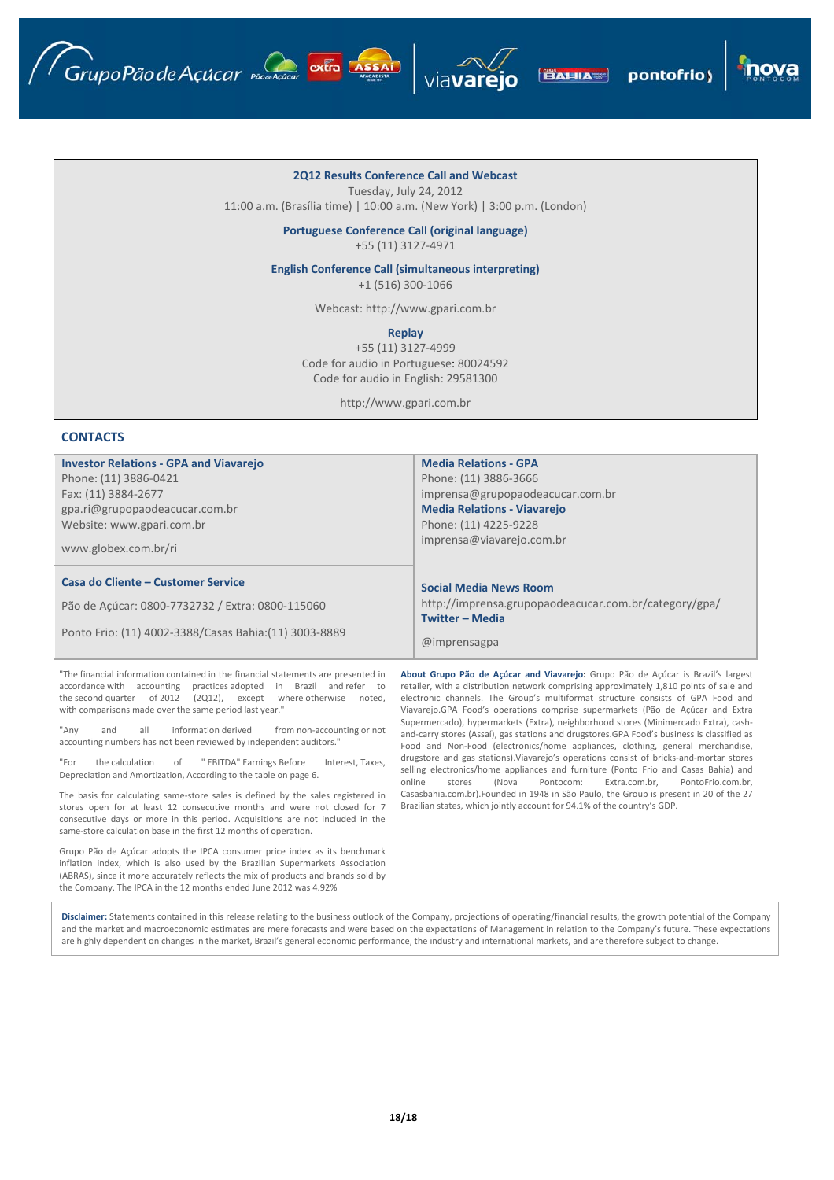**2Q12 Results Conference Call and Webcast**
Tuesday, July 24, 2012
11:00 a.m. (Brasília time) | 10:00 a.m. (New York) | 3:00 p.m. (London)

**Portuguese Conference Call (original language)**
+55 (11) 3127-4971

**English Conference Call (simultaneous interpreting)**
+1 (516) 300-1066

Webcast: http://www.gpari.com.br

**Replay**
+55 (11) 3127-4999
Code for audio in Portuguese**:** 80024592
Code for audio in English: 29581300

http://www.gpari.com.br

## CONTACTS

| | |
|---|---|
| **Investor Relations - GPA and Viavarejo**<br>Phone: (11) 3886-0421<br>Fax: (11) 3884-2677<br>gpa.ri@grupopaodeacucar.com.br<br>Website: www.gpari.com.br<br>www.globex.com.br/ri | **Media Relations - GPA**<br>Phone: (11) 3886-3666<br>imprensa@grupopaodeacucar.com.br<br>**Media Relations - Viavarejo**<br>Phone: (11) 4225-9228<br>imprensa@viavarejo.com.br |
| **Casa do Cliente – Customer Service**<br>Pão de Açúcar: 0800-7732732 / Extra: 0800-115060<br>Ponto Frio: (11) 4002-3388/Casas Bahia:(11) 3003-8889 | **Social Media News Room**<br>http://imprensa.grupopaodeacucar.com.br/category/gpa/<br>**Twitter – Media**<br>@imprensagpa |

"The financial information contained in the financial statements are presented in accordance with accounting practices adopted in Brazil and refer to the second quarter of 2012 (2Q12), except where otherwise noted, with comparisons made over the same period last year."

"Any and all information derived from non-accounting or not accounting numbers has not been reviewed by independent auditors."

"For the calculation of " EBITDA" Earnings Before Interest, Taxes, Depreciation and Amortization, According to the table on page 6.

The basis for calculating same-store sales is defined by the sales registered in stores open for at least 12 consecutive months and were not closed for 7 consecutive days or more in this period. Acquisitions are not included in the same-store calculation base in the first 12 months of operation.

Grupo Pão de Açúcar adopts the IPCA consumer price index as its benchmark inflation index, which is also used by the Brazilian Supermarkets Association (ABRAS), since it more accurately reflects the mix of products and brands sold by the Company. The IPCA in the 12 months ended June 2012 was 4.92%

**About Grupo Pão de Açúcar and Viavarejo:** Grupo Pão de Açúcar is Brazil's largest retailer, with a distribution network comprising approximately 1,810 points of sale and electronic channels. The Group's multiformat structure consists of GPA Food and Viavarejo.GPA Food's operations comprise supermarkets (Pão de Açúcar and Extra Supermercado), hypermarkets (Extra), neighborhood stores (Minimercado Extra), cash-and-carry stores (Assaí), gas stations and drugstores.GPA Food's business is classified as Food and Non-Food (electronics/home appliances, clothing, general merchandise, drugstore and gas stations).Viavarejo's operations consist of bricks-and-mortar stores selling electronics/home appliances and furniture (Ponto Frio and Casas Bahia) and online stores (Nova Pontocom: Extra.com.br, PontoFrio.com.br, Casasbahia.com.br).Founded in 1948 in São Paulo, the Group is present in 20 of the 27 Brazilian states, which jointly account for 94.1% of the country's GDP.

**Disclaimer:** Statements contained in this release relating to the business outlook of the Company, projections of operating/financial results, the growth potential of the Company and the market and macroeconomic estimates are mere forecasts and were based on the expectations of Management in relation to the Company's future. These expectations are highly dependent on changes in the market, Brazil's general economic performance, the industry and international markets, and are therefore subject to change.